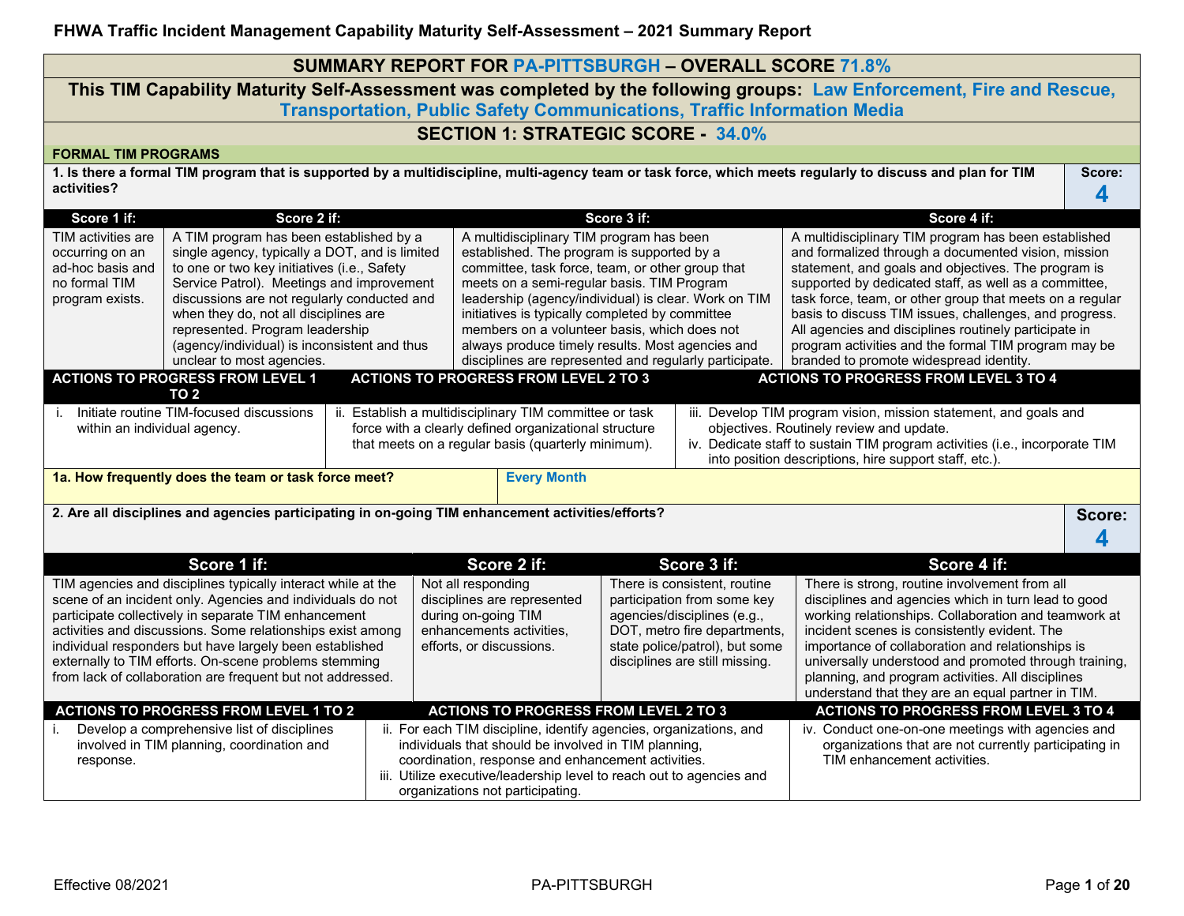# FHWA Traffic Incident Management Capability Maturity Self-Assessment – 2021 Summary Report

## SUMMARY REPORT FOR PA-PITTSBURGH – OVERALL SCORE 71.8%

**This TIM Capability Maturity Self-Assessment was completed by the following groups: Law Enforcement, Fire and Rescue, Transportation, Public Safety Communications, Traffic Information Media**

## SECTION 1: STRATEGIC SCORE - 34.0%

### FORMAL TIM PROGRAMS

**1. Is there a formal TIM program that is supported by a multidiscipline, multi-agency team or task force, which meets regularly to discuss and plan for TIM activities?**

**Score: 4**

| Score 1 if: | Score 2 if: | Score 3 if: | Score 4 if: |
|---|---|---|---|
| TIM activities are occurring on an ad-hoc basis and no formal TIM program exists. | A TIM program has been established by a single agency, typically a DOT, and is limited to one or two key initiatives (i.e., Safety Service Patrol). Meetings and improvement discussions are not regularly conducted and when they do, not all disciplines are represented. Program leadership (agency/individual) is inconsistent and thus unclear to most agencies. | A multidisciplinary TIM program has been established. The program is supported by a committee, task force, team, or other group that meets on a semi-regular basis. TIM Program leadership (agency/individual) is clear. Work on TIM initiatives is typically completed by committee members on a volunteer basis, which does not always produce timely results. Most agencies and disciplines are represented and regularly participate. | A multidisciplinary TIM program has been established and formalized through a documented vision, mission statement, and goals and objectives. The program is supported by dedicated staff, as well as a committee, task force, team, or other group that meets on a regular basis to discuss TIM issues, challenges, and progress. All agencies and disciplines routinely participate in program activities and the formal TIM program may be branded to promote widespread identity. |

| ACTIONS TO PROGRESS FROM LEVEL 1 TO 2 | ACTIONS TO PROGRESS FROM LEVEL 2 TO 3 | ACTIONS TO PROGRESS FROM LEVEL 3 TO 4 |
|---|---|---|
| i. Initiate routine TIM-focused discussions within an individual agency. | ii. Establish a multidisciplinary TIM committee or task force with a clearly defined organizational structure that meets on a regular basis (quarterly minimum). | iii. Develop TIM program vision, mission statement, and goals and objectives. Routinely review and update.<br>iv. Dedicate staff to sustain TIM program activities (i.e., incorporate TIM into position descriptions, hire support staff, etc.). |

**1a. How frequently does the team or task force meet?** Every Month

**2. Are all disciplines and agencies participating in on-going TIM enhancement activities/efforts?**

**Score: 4**

| Score 1 if: | Score 2 if: | Score 3 if: | Score 4 if: |
|---|---|---|---|
| TIM agencies and disciplines typically interact while at the scene of an incident only. Agencies and individuals do not participate collectively in separate TIM enhancement activities and discussions. Some relationships exist among individual responders but have largely been established externally to TIM efforts. On-scene problems stemming from lack of collaboration are frequent but not addressed. | Not all responding disciplines are represented during on-going TIM enhancements activities, efforts, or discussions. | There is consistent, routine participation from some key agencies/disciplines (e.g., DOT, metro fire departments, state police/patrol), but some disciplines are still missing. | There is strong, routine involvement from all disciplines and agencies which in turn lead to good working relationships. Collaboration and teamwork at incident scenes is consistently evident. The importance of collaboration and relationships is universally understood and promoted through training, planning, and program activities. All disciplines understand that they are an equal partner in TIM. |

| ACTIONS TO PROGRESS FROM LEVEL 1 TO 2 | ACTIONS TO PROGRESS FROM LEVEL 2 TO 3 | ACTIONS TO PROGRESS FROM LEVEL 3 TO 4 |
|---|---|---|
| i. Develop a comprehensive list of disciplines involved in TIM planning, coordination and response. | ii. For each TIM discipline, identify agencies, organizations, and individuals that should be involved in TIM planning, coordination, response and enhancement activities.<br>iii. Utilize executive/leadership level to reach out to agencies and organizations not participating. | iv. Conduct one-on-one meetings with agencies and organizations that are not currently participating in TIM enhancement activities. |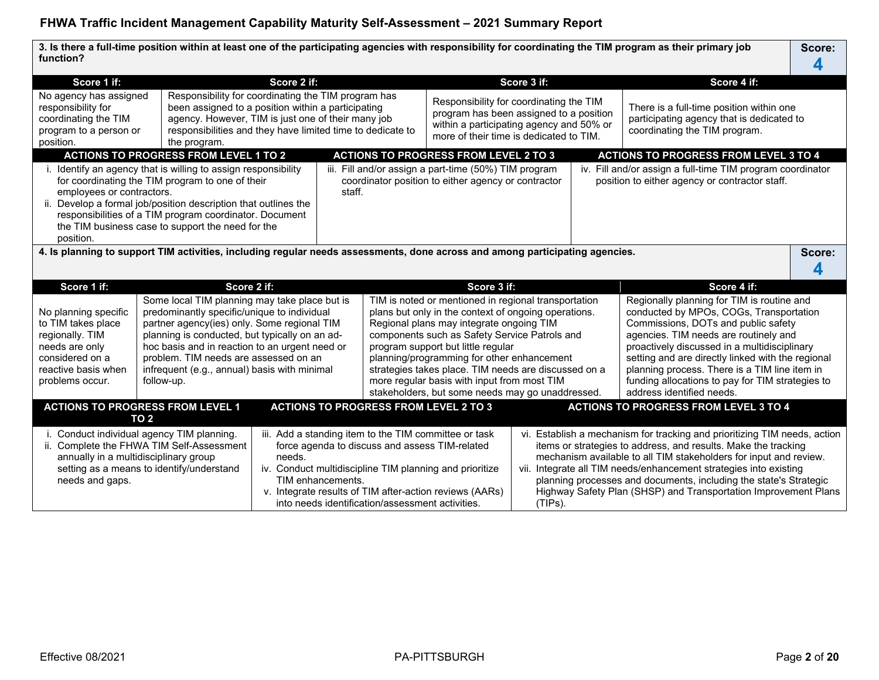**3. Is there a full-time position within at least one of the participating agencies with responsibility for coordinating the TIM program as their primary job function?**

**Score: 4**

| Score 1 if: | Score 2 if: | Score 3 if: | Score 4 if: |
|---|---|---|---|
| No agency has assigned responsibility for coordinating the TIM program to a person or position. | Responsibility for coordinating the TIM program has been assigned to a position within a participating agency. However, TIM is just one of their many job responsibilities and they have limited time to dedicate to the program. | Responsibility for coordinating the TIM program has been assigned to a position within a participating agency and 50% or more of their time is dedicated to TIM. | There is a full-time position within one participating agency that is dedicated to coordinating the TIM program. |

| ACTIONS TO PROGRESS FROM LEVEL 1 TO 2 | ACTIONS TO PROGRESS FROM LEVEL 2 TO 3 | ACTIONS TO PROGRESS FROM LEVEL 3 TO 4 |
|---|---|---|
| i. Identify an agency that is willing to assign responsibility for coordinating the TIM program to one of their employees or contractors.<br>ii. Develop a formal job/position description that outlines the responsibilities of a TIM program coordinator. Document the TIM business case to support the need for the position. | iii. Fill and/or assign a part-time (50%) TIM program coordinator position to either agency or contractor staff. | iv. Fill and/or assign a full-time TIM program coordinator position to either agency or contractor staff. |

**4. Is planning to support TIM activities, including regular needs assessments, done across and among participating agencies.**

**Score: 4**

| Score 1 if: | Score 2 if: | Score 3 if: | Score 4 if: |
|---|---|---|---|
| No planning specific to TIM takes place regionally. TIM needs are only considered on a reactive basis when problems occur. | Some local TIM planning may take place but is predominantly specific/unique to individual partner agency(ies) only. Some regional TIM planning is conducted, but typically on an ad-hoc basis and in reaction to an urgent need or problem. TIM needs are assessed on an infrequent (e.g., annual) basis with minimal follow-up. | TIM is noted or mentioned in regional transportation plans but only in the context of ongoing operations. Regional plans may integrate ongoing TIM components such as Safety Service Patrols and program support but little regular planning/programming for other enhancement strategies takes place. TIM needs are discussed on a more regular basis with input from most TIM stakeholders, but some needs may go unaddressed. | Regionally planning for TIM is routine and conducted by MPOs, COGs, Transportation Commissions, DOTs and public safety agencies. TIM needs are routinely and proactively discussed in a multidisciplinary setting and are directly linked with the regional planning process. There is a TIM line item in funding allocations to pay for TIM strategies to address identified needs. |

| ACTIONS TO PROGRESS FROM LEVEL 1 TO 2 | ACTIONS TO PROGRESS FROM LEVEL 2 TO 3 | ACTIONS TO PROGRESS FROM LEVEL 3 TO 4 |
|---|---|---|
| i. Conduct individual agency TIM planning.<br>ii. Complete the FHWA TIM Self-Assessment annually in a multidisciplinary group setting as a means to identify/understand needs and gaps. | iii. Add a standing item to the TIM committee or task force agenda to discuss and assess TIM-related needs.<br>iv. Conduct multidiscipline TIM planning and prioritize TIM enhancements.<br>v. Integrate results of TIM after-action reviews (AARs) into needs identification/assessment activities. | vi. Establish a mechanism for tracking and prioritizing TIM needs, action items or strategies to address, and results. Make the tracking mechanism available to all TIM stakeholders for input and review.<br>vii. Integrate all TIM needs/enhancement strategies into existing planning processes and documents, including the state's Strategic Highway Safety Plan (SHSP) and Transportation Improvement Plans (TIPs). |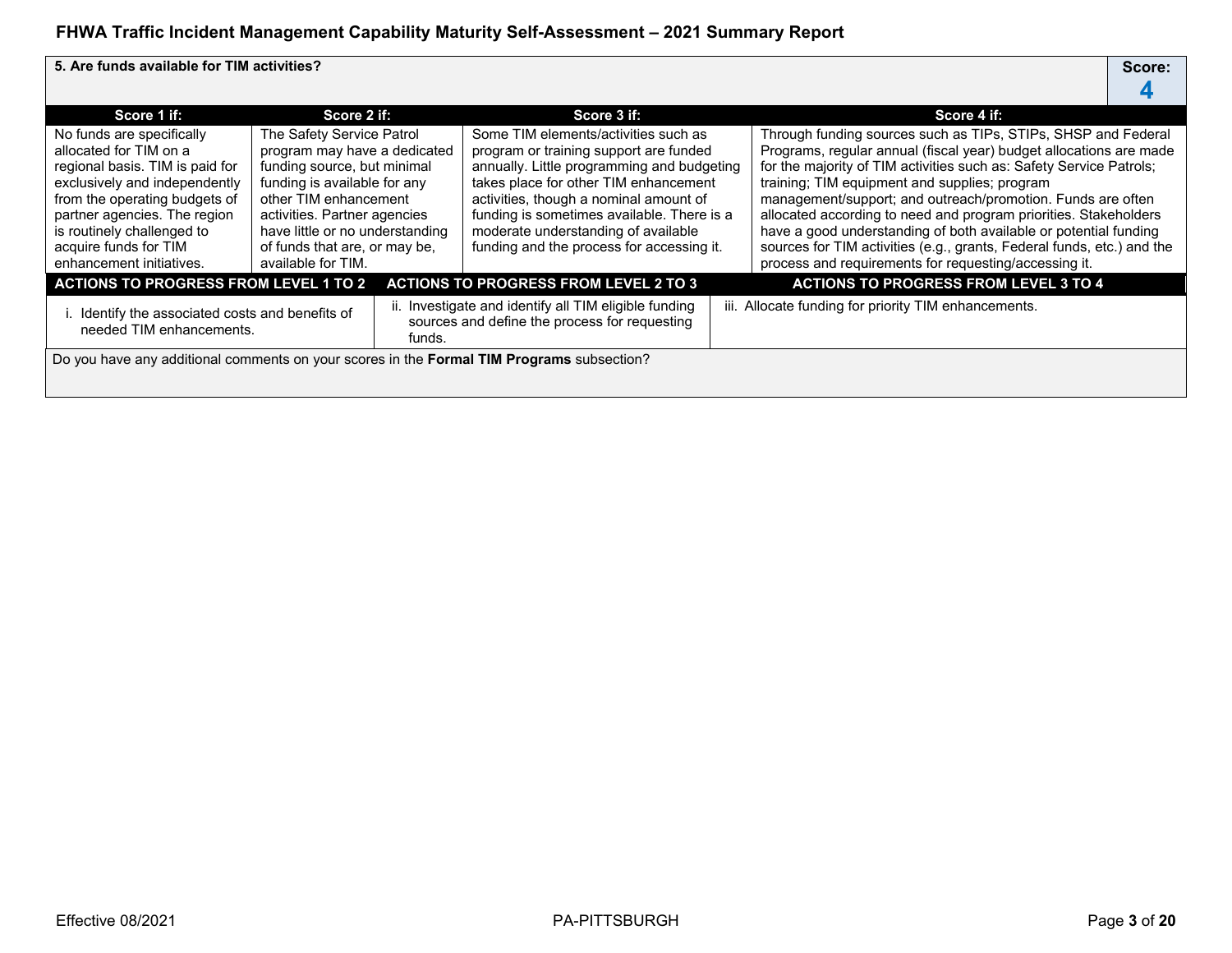| 5. Are funds available for TIM activities? | | | | Score: 4 |
|---|---|---|---|---|
| **Score 1 if:** | **Score 2 if:** | **Score 3 if:** | **Score 4 if:** | |
| No funds are specifically allocated for TIM on a regional basis. TIM is paid for exclusively and independently from the operating budgets of partner agencies. The region is routinely challenged to acquire funds for TIM enhancement initiatives. | The Safety Service Patrol program may have a dedicated funding source, but minimal funding is available for any other TIM enhancement activities. Partner agencies have little or no understanding of funds that are, or may be, available for TIM. | Some TIM elements/activities such as program or training support are funded annually. Little programming and budgeting takes place for other TIM enhancement activities, though a nominal amount of funding is sometimes available. There is a moderate understanding of available funding and the process for accessing it. | Through funding sources such as TIPs, STIPs, SHSP and Federal Programs, regular annual (fiscal year) budget allocations are made for the majority of TIM activities such as: Safety Service Patrols; training; TIM equipment and supplies; program management/support; and outreach/promotion. Funds are often allocated according to need and program priorities. Stakeholders have a good understanding of both available or potential funding sources for TIM activities (e.g., grants, Federal funds, etc.) and the process and requirements for requesting/accessing it. | |

| ACTIONS TO PROGRESS FROM LEVEL 1 TO 2 | ACTIONS TO PROGRESS FROM LEVEL 2 TO 3 | ACTIONS TO PROGRESS FROM LEVEL 3 TO 4 |
|---|---|---|
| i. Identify the associated costs and benefits of needed TIM enhancements. | ii. Investigate and identify all TIM eligible funding sources and define the process for requesting funds. | iii. Allocate funding for priority TIM enhancements. |

Do you have any additional comments on your scores in the **Formal TIM Programs** subsection?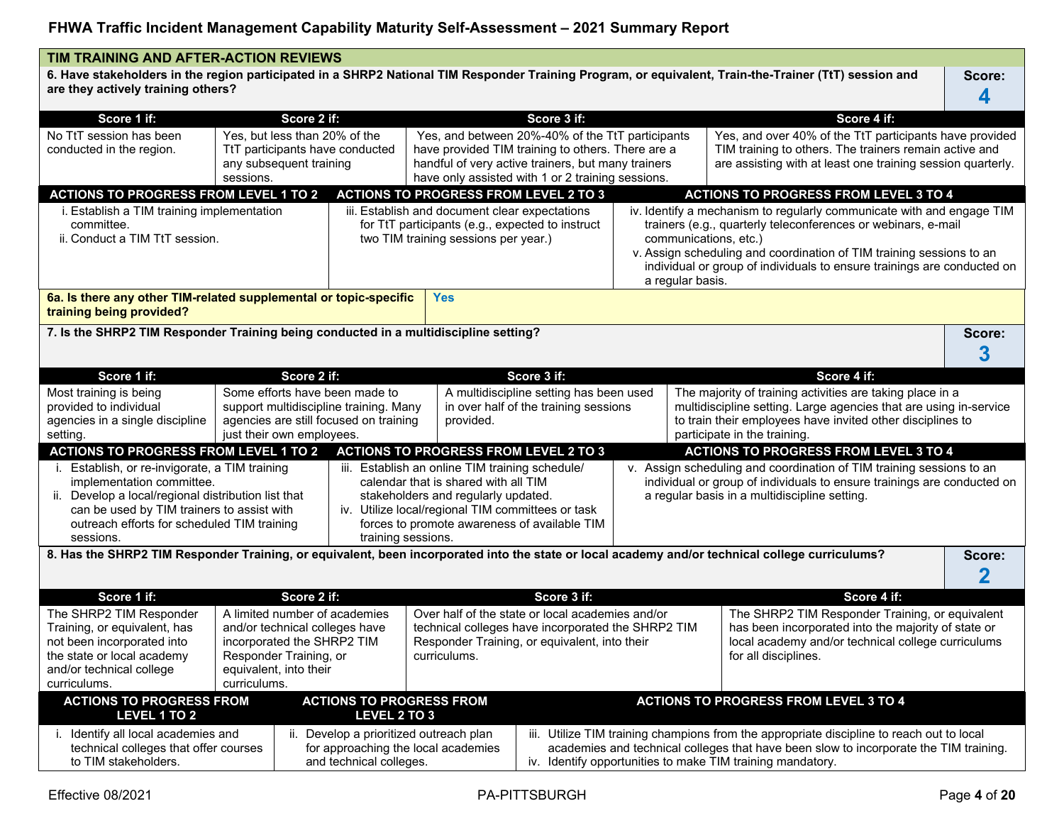## TIM TRAINING AND AFTER-ACTION REVIEWS

**6. Have stakeholders in the region participated in a SHRP2 National TIM Responder Training Program, or equivalent, Train-the-Trainer (TtT) session and are they actively training others?**

**Score: 4**

| Score 1 if: | Score 2 if: | Score 3 if: | Score 4 if: |
|---|---|---|---|
| No TtT session has been conducted in the region. | Yes, but less than 20% of the TtT participants have conducted any subsequent training sessions. | Yes, and between 20%-40% of the TtT participants have provided TIM training to others. There are a handful of very active trainers, but many trainers have only assisted with 1 or 2 training sessions. | Yes, and over 40% of the TtT participants have provided TIM training to others. The trainers remain active and are assisting with at least one training session quarterly. |

| ACTIONS TO PROGRESS FROM LEVEL 1 TO 2 | ACTIONS TO PROGRESS FROM LEVEL 2 TO 3 | ACTIONS TO PROGRESS FROM LEVEL 3 TO 4 |
|---|---|---|
| i. Establish a TIM training implementation committee.<br>ii. Conduct a TIM TtT session. | iii. Establish and document clear expectations for TtT participants (e.g., expected to instruct two TIM training sessions per year.) | iv. Identify a mechanism to regularly communicate with and engage TIM trainers (e.g., quarterly teleconferences or webinars, e-mail communications, etc.)<br>v. Assign scheduling and coordination of TIM training sessions to an individual or group of individuals to ensure trainings are conducted on a regular basis. |

**6a. Is there any other TIM-related supplemental or topic-specific training being provided?** **Yes**

**7. Is the SHRP2 TIM Responder Training being conducted in a multidiscipline setting?**

**Score: 3**

| Score 1 if: | Score 2 if: | Score 3 if: | Score 4 if: |
|---|---|---|---|
| Most training is being provided to individual agencies in a single discipline setting. | Some efforts have been made to support multidiscipline training. Many agencies are still focused on training just their own employees. | A multidiscipline setting has been used in over half of the training sessions provided. | The majority of training activities are taking place in a multidiscipline setting. Large agencies that are using in-service to train their employees have invited other disciplines to participate in the training. |

| ACTIONS TO PROGRESS FROM LEVEL 1 TO 2 | ACTIONS TO PROGRESS FROM LEVEL 2 TO 3 | ACTIONS TO PROGRESS FROM LEVEL 3 TO 4 |
|---|---|---|
| i. Establish, or re-invigorate, a TIM training implementation committee.<br>ii. Develop a local/regional distribution list that can be used by TIM trainers to assist with outreach efforts for scheduled TIM training sessions. | iii. Establish an online TIM training schedule/ calendar that is shared with all TIM stakeholders and regularly updated.<br>iv. Utilize local/regional TIM committees or task forces to promote awareness of available TIM training sessions. | v. Assign scheduling and coordination of TIM training sessions to an individual or group of individuals to ensure trainings are conducted on a regular basis in a multidiscipline setting. |

**8. Has the SHRP2 TIM Responder Training, or equivalent, been incorporated into the state or local academy and/or technical college curriculums?**

**Score: 2**

| Score 1 if: | Score 2 if: | Score 3 if: | Score 4 if: |
|---|---|---|---|
| The SHRP2 TIM Responder Training, or equivalent, has not been incorporated into the state or local academy and/or technical college curriculums. | A limited number of academies and/or technical colleges have incorporated the SHRP2 TIM Responder Training, or equivalent, into their curriculums. | Over half of the state or local academies and/or technical colleges have incorporated the SHRP2 TIM Responder Training, or equivalent, into their curriculums. | The SHRP2 TIM Responder Training, or equivalent has been incorporated into the majority of state or local academy and/or technical college curriculums for all disciplines. |

| ACTIONS TO PROGRESS FROM LEVEL 1 TO 2 | ACTIONS TO PROGRESS FROM LEVEL 2 TO 3 | ACTIONS TO PROGRESS FROM LEVEL 3 TO 4 |
|---|---|---|
| i. Identify all local academies and technical colleges that offer courses to TIM stakeholders. | ii. Develop a prioritized outreach plan for approaching the local academies and technical colleges. | iii. Utilize TIM training champions from the appropriate discipline to reach out to local academies and technical colleges that have been slow to incorporate the TIM training.<br>iv. Identify opportunities to make TIM training mandatory. |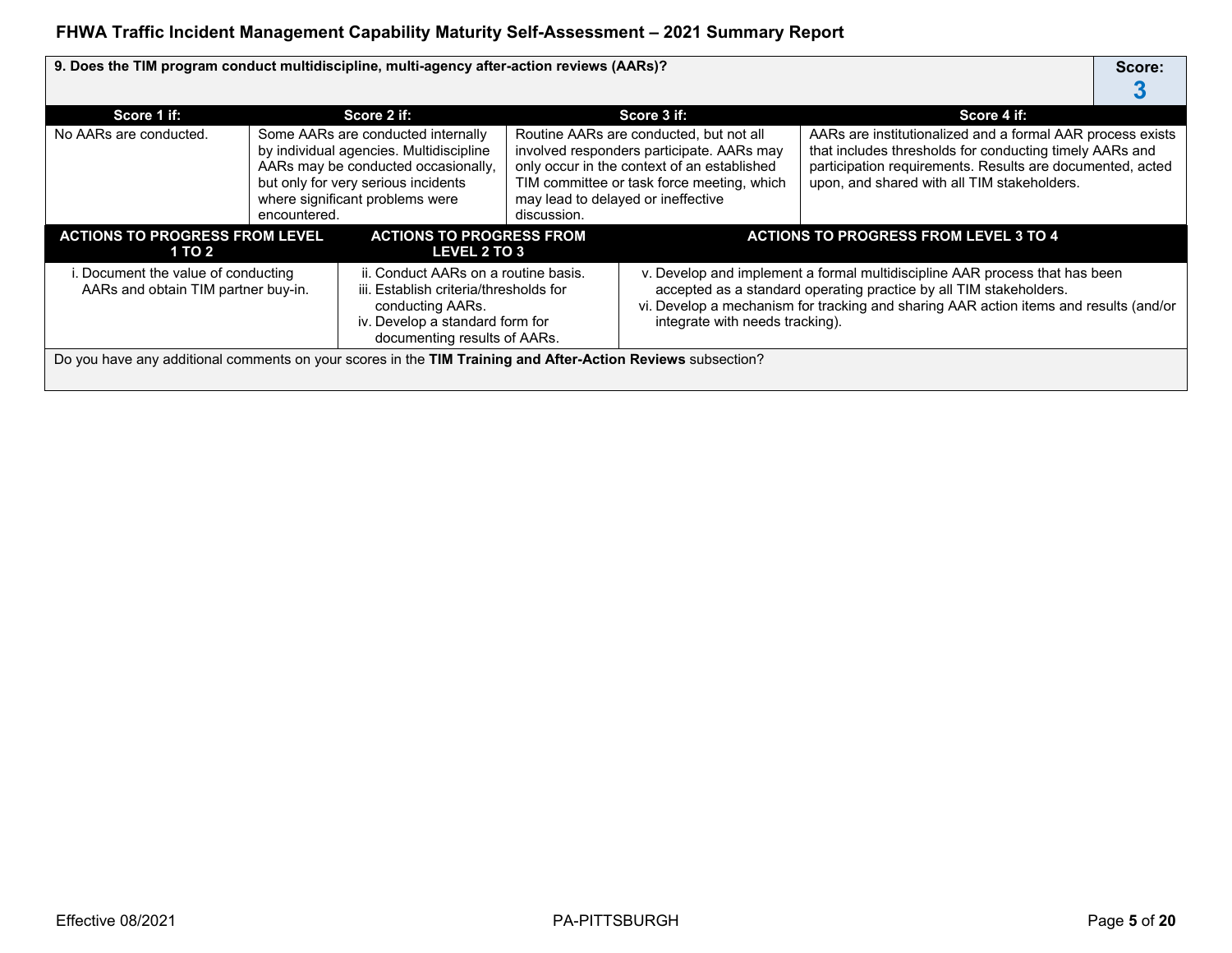| 9. Does the TIM program conduct multidiscipline, multi-agency after-action reviews (AARs)? | | | Score: **3** |
|---|---|---|---|
| **Score 1 if:** | **Score 2 if:** | **Score 3 if:** | **Score 4 if:** |
| No AARs are conducted. | Some AARs are conducted internally by individual agencies. Multidiscipline AARs may be conducted occasionally, but only for very serious incidents where significant problems were encountered. | Routine AARs are conducted, but not all involved responders participate. AARs may only occur in the context of an established TIM committee or task force meeting, which may lead to delayed or ineffective discussion. | AARs are institutionalized and a formal AAR process exists that includes thresholds for conducting timely AARs and participation requirements. Results are documented, acted upon, and shared with all TIM stakeholders. |

| ACTIONS TO PROGRESS FROM LEVEL 1 TO 2 | ACTIONS TO PROGRESS FROM LEVEL 2 TO 3 | ACTIONS TO PROGRESS FROM LEVEL 3 TO 4 |
|---|---|---|
| i. Document the value of conducting AARs and obtain TIM partner buy-in. | ii. Conduct AARs on a routine basis.<br>iii. Establish criteria/thresholds for conducting AARs.<br>iv. Develop a standard form for documenting results of AARs. | v. Develop and implement a formal multidiscipline AAR process that has been accepted as a standard operating practice by all TIM stakeholders.<br>vi. Develop a mechanism for tracking and sharing AAR action items and results (and/or integrate with needs tracking). |

Do you have any additional comments on your scores in the **TIM Training and After-Action Reviews** subsection?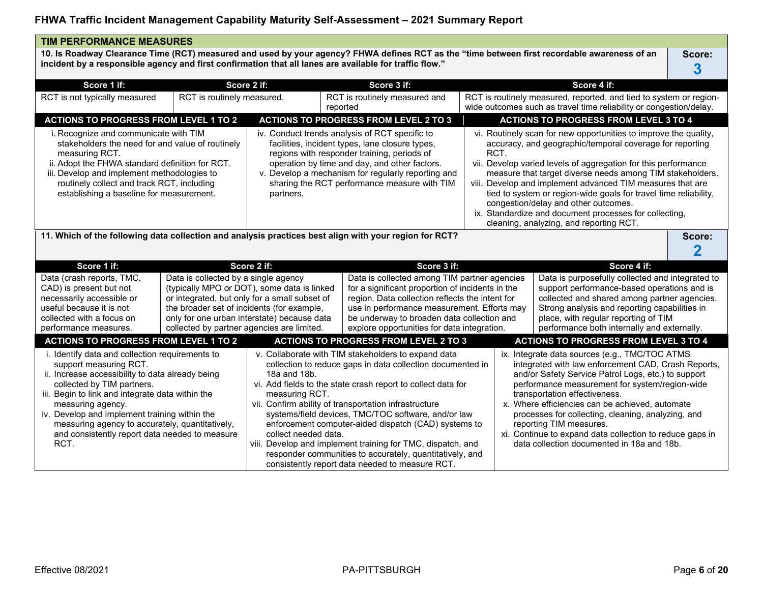## TIM PERFORMANCE MEASURES

**10. Is Roadway Clearance Time (RCT) measured and used by your agency? FHWA defines RCT as the "time between first recordable awareness of an incident by a responsible agency and first confirmation that all lanes are available for traffic flow."**

**Score: 3**

| Score 1 if: | Score 2 if: | Score 3 if: | Score 4 if: |
|---|---|---|---|
| RCT is not typically measured | RCT is routinely measured. | RCT is routinely measured and reported | RCT is routinely measured, reported, and tied to system or region-wide outcomes such as travel time reliability or congestion/delay. |

| ACTIONS TO PROGRESS FROM LEVEL 1 TO 2 | ACTIONS TO PROGRESS FROM LEVEL 2 TO 3 | ACTIONS TO PROGRESS FROM LEVEL 3 TO 4 |
|---|---|---|
| i. Recognize and communicate with TIM stakeholders the need for and value of routinely measuring RCT.<br>ii. Adopt the FHWA standard definition for RCT.<br>iii. Develop and implement methodologies to routinely collect and track RCT, including establishing a baseline for measurement. | iv. Conduct trends analysis of RCT specific to facilities, incident types, lane closure types, regions with responder training, periods of operation by time and day, and other factors.<br>v. Develop a mechanism for regularly reporting and sharing the RCT performance measure with TIM partners. | vi. Routinely scan for new opportunities to improve the quality, accuracy, and geographic/temporal coverage for reporting RCT.<br>vii. Develop varied levels of aggregation for this performance measure that target diverse needs among TIM stakeholders.<br>viii. Develop and implement advanced TIM measures that are tied to system or region-wide goals for travel time reliability, congestion/delay and other outcomes.<br>ix. Standardize and document processes for collecting, cleaning, analyzing, and reporting RCT. |

**11. Which of the following data collection and analysis practices best align with your region for RCT?**

**Score: 2**

| Score 1 if: | Score 2 if: | Score 3 if: | Score 4 if: |
|---|---|---|---|
| Data (crash reports, TMC, CAD) is present but not necessarily accessible or useful because it is not collected with a focus on performance measures. | Data is collected by a single agency (typically MPO or DOT), some data is linked or integrated, but only for a small subset of the broader set of incidents (for example, only for one urban interstate) because data collected by partner agencies are limited. | Data is collected among TIM partner agencies for a significant proportion of incidents in the region. Data collection reflects the intent for use in performance measurement. Efforts may be underway to broaden data collection and explore opportunities for data integration. | Data is purposefully collected and integrated to support performance-based operations and is collected and shared among partner agencies. Strong analysis and reporting capabilities in place, with regular reporting of TIM performance both internally and externally. |

| ACTIONS TO PROGRESS FROM LEVEL 1 TO 2 | ACTIONS TO PROGRESS FROM LEVEL 2 TO 3 | ACTIONS TO PROGRESS FROM LEVEL 3 TO 4 |
|---|---|---|
| i. Identify data and collection requirements to support measuring RCT.<br>ii. Increase accessibility to data already being collected by TIM partners.<br>iii. Begin to link and integrate data within the measuring agency.<br>iv. Develop and implement training within the measuring agency to accurately, quantitatively, and consistently report data needed to measure RCT. | v. Collaborate with TIM stakeholders to expand data collection to reduce gaps in data collection documented in 18a and 18b.<br>vi. Add fields to the state crash report to collect data for measuring RCT.<br>vii. Confirm ability of transportation infrastructure systems/field devices, TMC/TOC software, and/or law enforcement computer-aided dispatch (CAD) systems to collect needed data.<br>viii. Develop and implement training for TMC, dispatch, and responder communities to accurately, quantitatively, and consistently report data needed to measure RCT. | ix. Integrate data sources (e.g., TMC/TOC ATMS integrated with law enforcement CAD, Crash Reports, and/or Safety Service Patrol Logs, etc.) to support performance measurement for system/region-wide transportation effectiveness.<br>x. Where efficiencies can be achieved, automate processes for collecting, cleaning, analyzing, and reporting TIM measures.<br>xi. Continue to expand data collection to reduce gaps in data collection documented in 18a and 18b. |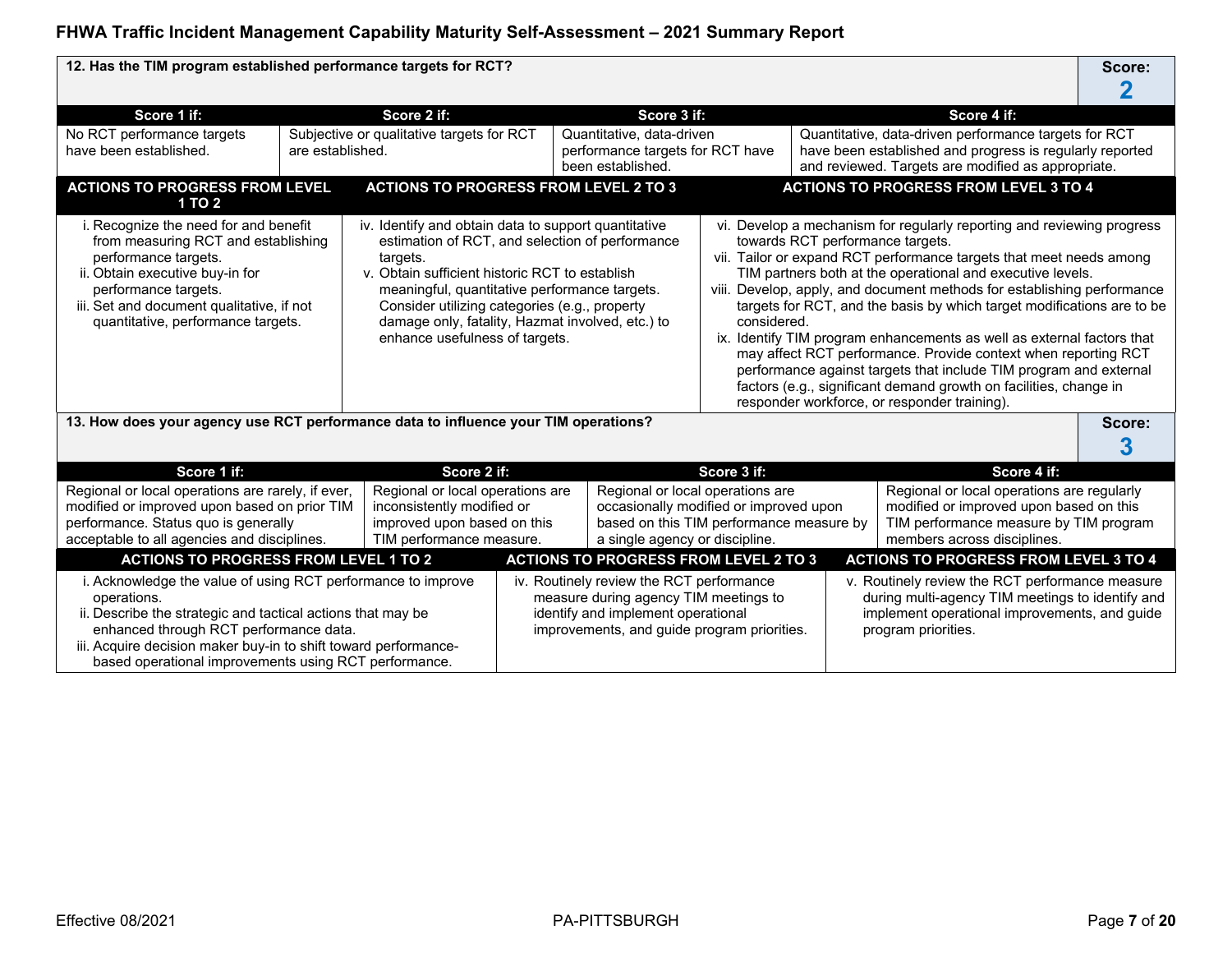**12. Has the TIM program established performance targets for RCT?**

**Score: 2**

| Score 1 if: | Score 2 if: | Score 3 if: | Score 4 if: |
|---|---|---|---|
| No RCT performance targets have been established. | Subjective or qualitative targets for RCT are established. | Quantitative, data-driven performance targets for RCT have been established. | Quantitative, data-driven performance targets for RCT have been established and progress is regularly reported and reviewed. Targets are modified as appropriate. |

| ACTIONS TO PROGRESS FROM LEVEL 1 TO 2 | ACTIONS TO PROGRESS FROM LEVEL 2 TO 3 | ACTIONS TO PROGRESS FROM LEVEL 3 TO 4 |
|---|---|---|
| i. Recognize the need for and benefit from measuring RCT and establishing performance targets.<br>ii. Obtain executive buy-in for performance targets.<br>iii. Set and document qualitative, if not quantitative, performance targets. | iv. Identify and obtain data to support quantitative estimation of RCT, and selection of performance targets.<br>v. Obtain sufficient historic RCT to establish meaningful, quantitative performance targets. Consider utilizing categories (e.g., property damage only, fatality, Hazmat involved, etc.) to enhance usefulness of targets. | vi. Develop a mechanism for regularly reporting and reviewing progress towards RCT performance targets.<br>vii. Tailor or expand RCT performance targets that meet needs among TIM partners both at the operational and executive levels.<br>viii. Develop, apply, and document methods for establishing performance targets for RCT, and the basis by which target modifications are to be considered.<br>ix. Identify TIM program enhancements as well as external factors that may affect RCT performance. Provide context when reporting RCT performance against targets that include TIM program and external factors (e.g., significant demand growth on facilities, change in responder workforce, or responder training). |

**13. How does your agency use RCT performance data to influence your TIM operations?**

**Score: 3**

| Score 1 if: | Score 2 if: | Score 3 if: | Score 4 if: |
|---|---|---|---|
| Regional or local operations are rarely, if ever, modified or improved upon based on prior TIM performance. Status quo is generally acceptable to all agencies and disciplines. | Regional or local operations are inconsistently modified or improved upon based on this TIM performance measure. | Regional or local operations are occasionally modified or improved upon based on this TIM performance measure by a single agency or discipline. | Regional or local operations are regularly modified or improved upon based on this TIM performance measure by TIM program members across disciplines. |

| ACTIONS TO PROGRESS FROM LEVEL 1 TO 2 | ACTIONS TO PROGRESS FROM LEVEL 2 TO 3 | ACTIONS TO PROGRESS FROM LEVEL 3 TO 4 |
|---|---|---|
| i. Acknowledge the value of using RCT performance to improve operations.<br>ii. Describe the strategic and tactical actions that may be enhanced through RCT performance data.<br>iii. Acquire decision maker buy-in to shift toward performance-based operational improvements using RCT performance. | iv. Routinely review the RCT performance measure during agency TIM meetings to identify and implement operational improvements, and guide program priorities. | v. Routinely review the RCT performance measure during multi-agency TIM meetings to identify and implement operational improvements, and guide program priorities. |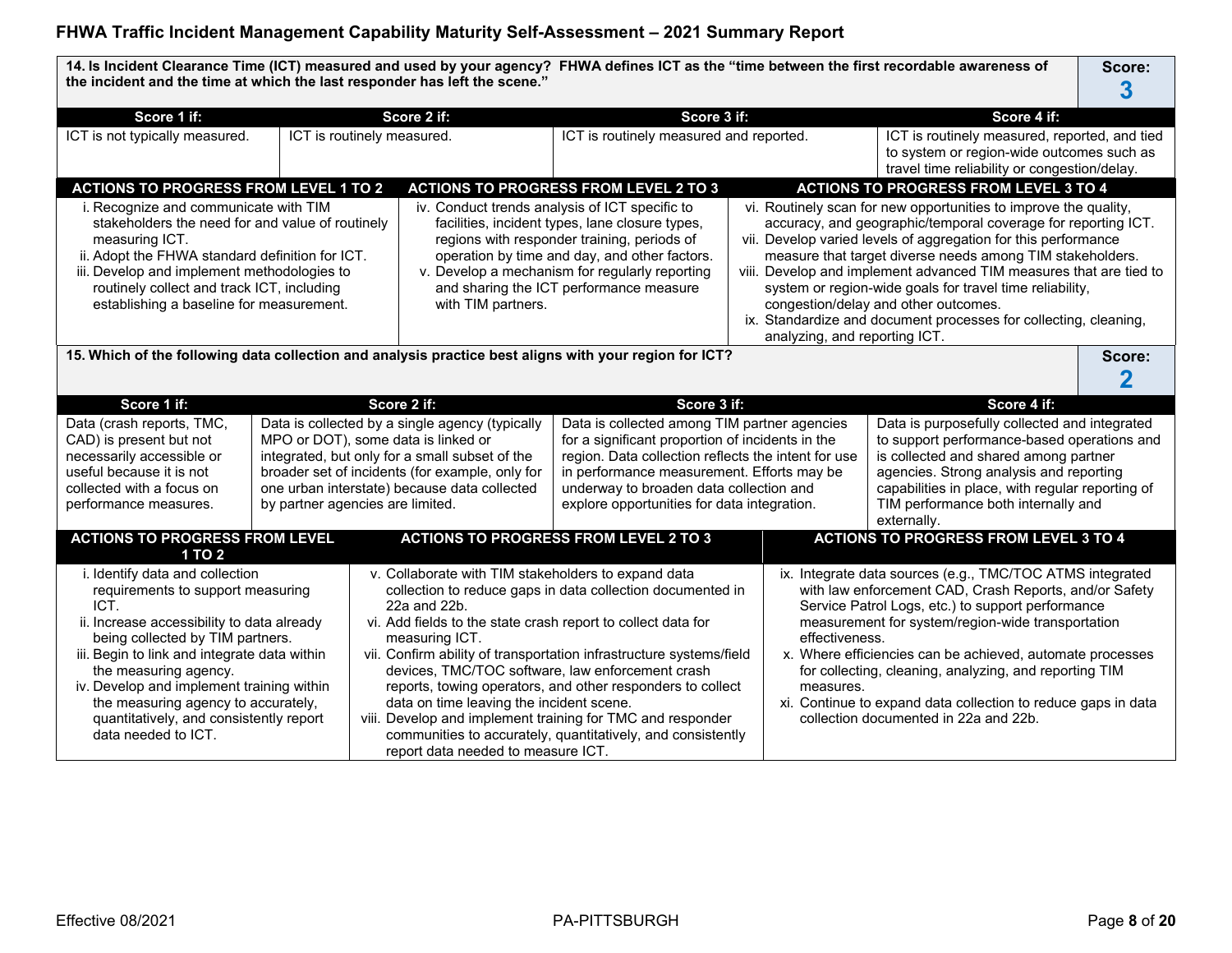## FHWA Traffic Incident Management Capability Maturity Self-Assessment – 2021 Summary Report

**14. Is Incident Clearance Time (ICT) measured and used by your agency? FHWA defines ICT as the "time between the first recordable awareness of the incident and the time at which the last responder has left the scene."**

**Score: 3**

| Score 1 if: | Score 2 if: | Score 3 if: | Score 4 if: |
|---|---|---|---|
| ICT is not typically measured. | ICT is routinely measured. | ICT is routinely measured and reported. | ICT is routinely measured, reported, and tied to system or region-wide outcomes such as travel time reliability or congestion/delay. |

| ACTIONS TO PROGRESS FROM LEVEL 1 TO 2 | ACTIONS TO PROGRESS FROM LEVEL 2 TO 3 | ACTIONS TO PROGRESS FROM LEVEL 3 TO 4 |
|---|---|---|
| i. Recognize and communicate with TIM stakeholders the need for and value of routinely measuring ICT.<br>ii. Adopt the FHWA standard definition for ICT.<br>iii. Develop and implement methodologies to routinely collect and track ICT, including establishing a baseline for measurement. | iv. Conduct trends analysis of ICT specific to facilities, incident types, lane closure types, regions with responder training, periods of operation by time and day, and other factors.<br>v. Develop a mechanism for regularly reporting and sharing the ICT performance measure with TIM partners. | vi. Routinely scan for new opportunities to improve the quality, accuracy, and geographic/temporal coverage for reporting ICT.<br>vii. Develop varied levels of aggregation for this performance measure that target diverse needs among TIM stakeholders.<br>viii. Develop and implement advanced TIM measures that are tied to system or region-wide goals for travel time reliability, congestion/delay and other outcomes.<br>ix. Standardize and document processes for collecting, cleaning, analyzing, and reporting ICT. |

**15. Which of the following data collection and analysis practice best aligns with your region for ICT?**

**Score: 2**

| Score 1 if: | Score 2 if: | Score 3 if: | Score 4 if: |
|---|---|---|---|
| Data (crash reports, TMC, CAD) is present but not necessarily accessible or useful because it is not collected with a focus on performance measures. | Data is collected by a single agency (typically MPO or DOT), some data is linked or integrated, but only for a small subset of the broader set of incidents (for example, only for one urban interstate) because data collected by partner agencies are limited. | Data is collected among TIM partner agencies for a significant proportion of incidents in the region. Data collection reflects the intent for use in performance measurement. Efforts may be underway to broaden data collection and explore opportunities for data integration. | Data is purposefully collected and integrated to support performance-based operations and is collected and shared among partner agencies. Strong analysis and reporting capabilities in place, with regular reporting of TIM performance both internally and externally. |

| ACTIONS TO PROGRESS FROM LEVEL 1 TO 2 | ACTIONS TO PROGRESS FROM LEVEL 2 TO 3 | ACTIONS TO PROGRESS FROM LEVEL 3 TO 4 |
|---|---|---|
| i. Identify data and collection requirements to support measuring ICT.<br>ii. Increase accessibility to data already being collected by TIM partners.<br>iii. Begin to link and integrate data within the measuring agency.<br>iv. Develop and implement training within the measuring agency to accurately, quantitatively, and consistently report data needed to ICT. | v. Collaborate with TIM stakeholders to expand data collection to reduce gaps in data collection documented in 22a and 22b.<br>vi. Add fields to the state crash report to collect data for measuring ICT.<br>vii. Confirm ability of transportation infrastructure systems/field devices, TMC/TOC software, law enforcement crash reports, towing operators, and other responders to collect data on time leaving the incident scene.<br>viii. Develop and implement training for TMC and responder communities to accurately, quantitatively, and consistently report data needed to measure ICT. | ix. Integrate data sources (e.g., TMC/TOC ATMS integrated with law enforcement CAD, Crash Reports, and/or Safety Service Patrol Logs, etc.) to support performance measurement for system/region-wide transportation effectiveness.<br>x. Where efficiencies can be achieved, automate processes for collecting, cleaning, analyzing, and reporting TIM measures.<br>xi. Continue to expand data collection to reduce gaps in data collection documented in 22a and 22b. |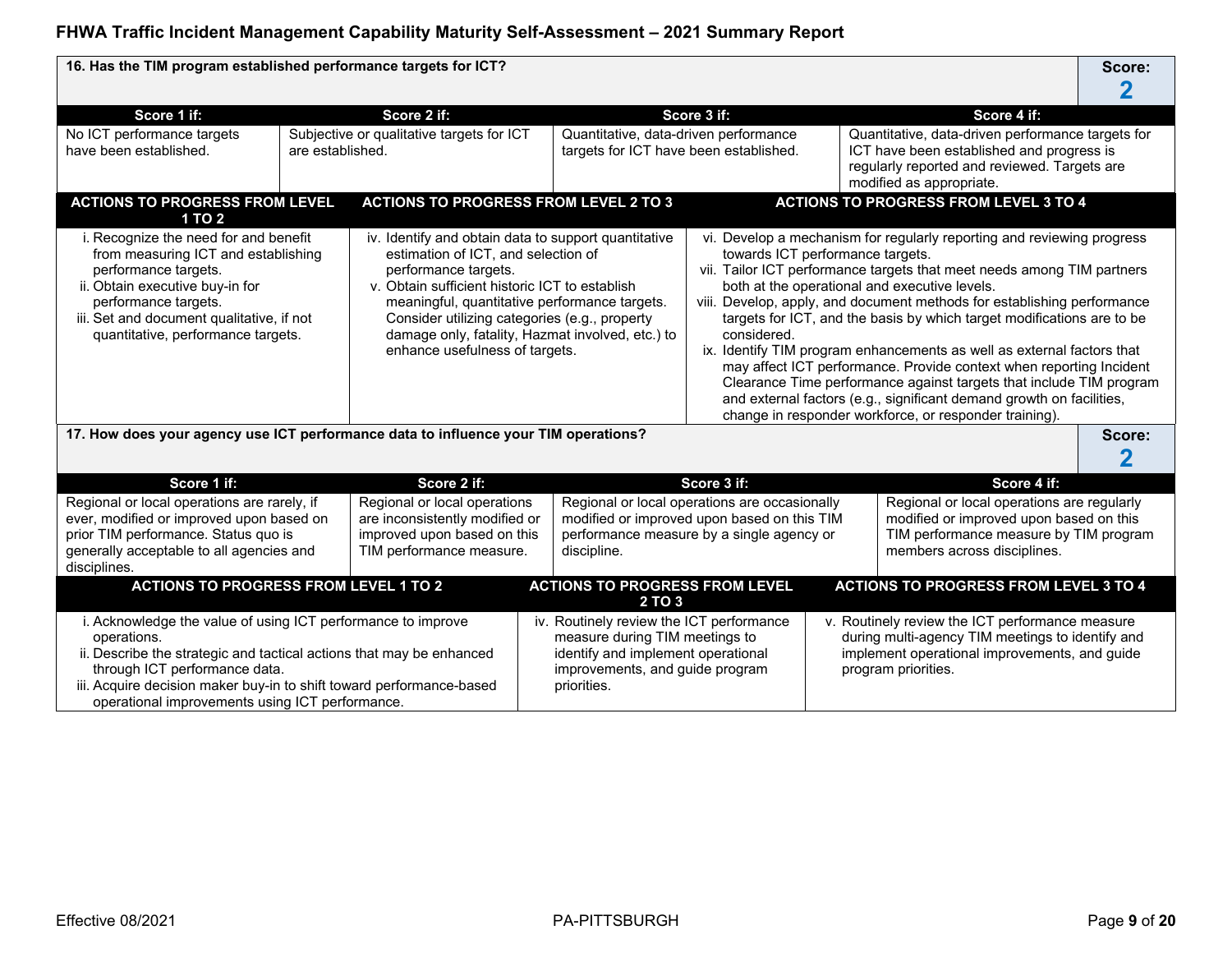| 16. Has the TIM program established performance targets for ICT? | | | | Score: **2** |
|---|---|---|---|---|
| **Score 1 if:** | **Score 2 if:** | **Score 3 if:** | **Score 4 if:** | |
| No ICT performance targets have been established. | Subjective or qualitative targets for ICT are established. | Quantitative, data-driven performance targets for ICT have been established. | Quantitative, data-driven performance targets for ICT have been established and progress is regularly reported and reviewed. Targets are modified as appropriate. | |

| ACTIONS TO PROGRESS FROM LEVEL 1 TO 2 | ACTIONS TO PROGRESS FROM LEVEL 2 TO 3 | ACTIONS TO PROGRESS FROM LEVEL 3 TO 4 |
|---|---|---|
| i. Recognize the need for and benefit from measuring ICT and establishing performance targets.<br>ii. Obtain executive buy-in for performance targets.<br>iii. Set and document qualitative, if not quantitative, performance targets. | iv. Identify and obtain data to support quantitative estimation of ICT, and selection of performance targets.<br>v. Obtain sufficient historic ICT to establish meaningful, quantitative performance targets. Consider utilizing categories (e.g., property damage only, fatality, Hazmat involved, etc.) to enhance usefulness of targets. | vi. Develop a mechanism for regularly reporting and reviewing progress towards ICT performance targets.<br>vii. Tailor ICT performance targets that meet needs among TIM partners both at the operational and executive levels.<br>viii. Develop, apply, and document methods for establishing performance targets for ICT, and the basis by which target modifications are to be considered.<br>ix. Identify TIM program enhancements as well as external factors that may affect ICT performance. Provide context when reporting Incident Clearance Time performance against targets that include TIM program and external factors (e.g., significant demand growth on facilities, change in responder workforce, or responder training). |

| 17. How does your agency use ICT performance data to influence your TIM operations? | | | | Score: **2** |
|---|---|---|---|---|
| **Score 1 if:** | **Score 2 if:** | **Score 3 if:** | **Score 4 if:** | |
| Regional or local operations are rarely, if ever, modified or improved upon based on prior TIM performance. Status quo is generally acceptable to all agencies and disciplines. | Regional or local operations are inconsistently modified or improved upon based on this TIM performance measure. | Regional or local operations are occasionally modified or improved upon based on this TIM performance measure by a single agency or discipline. | Regional or local operations are regularly modified or improved upon based on this TIM performance measure by TIM program members across disciplines. | |

| ACTIONS TO PROGRESS FROM LEVEL 1 TO 2 | ACTIONS TO PROGRESS FROM LEVEL 2 TO 3 | ACTIONS TO PROGRESS FROM LEVEL 3 TO 4 |
|---|---|---|
| i. Acknowledge the value of using ICT performance to improve operations.<br>ii. Describe the strategic and tactical actions that may be enhanced through ICT performance data.<br>iii. Acquire decision maker buy-in to shift toward performance-based operational improvements using ICT performance. | iv. Routinely review the ICT performance measure during TIM meetings to identify and implement operational improvements, and guide program priorities. | v. Routinely review the ICT performance measure during multi-agency TIM meetings to identify and implement operational improvements, and guide program priorities. |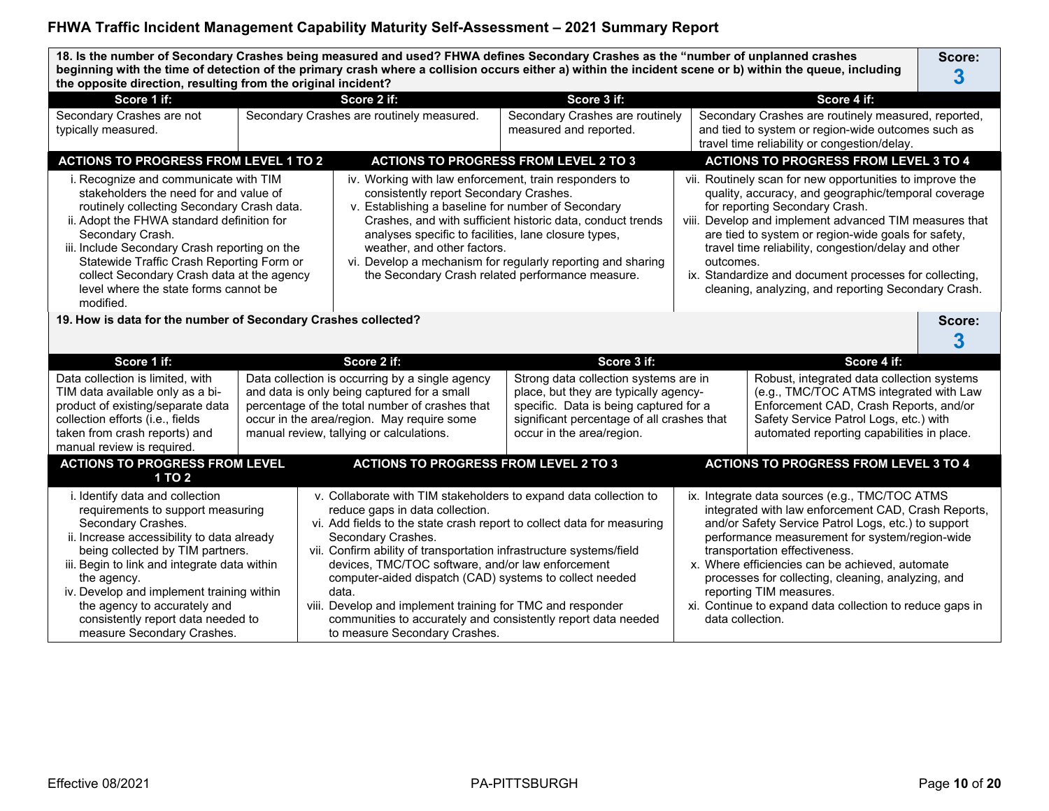**18. Is the number of Secondary Crashes being measured and used? FHWA defines Secondary Crashes as the "number of unplanned crashes beginning with the time of detection of the primary crash where a collision occurs either a) within the incident scene or b) within the queue, including the opposite direction, resulting from the original incident?**

**Score: 3**

| Score 1 if: | Score 2 if: | Score 3 if: | Score 4 if: |
|---|---|---|---|
| Secondary Crashes are not typically measured. | Secondary Crashes are routinely measured. | Secondary Crashes are routinely measured and reported. | Secondary Crashes are routinely measured, reported, and tied to system or region-wide outcomes such as travel time reliability or congestion/delay. |

| ACTIONS TO PROGRESS FROM LEVEL 1 TO 2 | ACTIONS TO PROGRESS FROM LEVEL 2 TO 3 | ACTIONS TO PROGRESS FROM LEVEL 3 TO 4 |
|---|---|---|
| i. Recognize and communicate with TIM stakeholders the need for and value of routinely collecting Secondary Crash data.<br>ii. Adopt the FHWA standard definition for Secondary Crash.<br>iii. Include Secondary Crash reporting on the Statewide Traffic Crash Reporting Form or collect Secondary Crash data at the agency level where the state forms cannot be modified. | iv. Working with law enforcement, train responders to consistently report Secondary Crashes.<br>v. Establishing a baseline for number of Secondary Crashes, and with sufficient historic data, conduct trends analyses specific to facilities, lane closure types, weather, and other factors.<br>vi. Develop a mechanism for regularly reporting and sharing the Secondary Crash related performance measure. | vii. Routinely scan for new opportunities to improve the quality, accuracy, and geographic/temporal coverage for reporting Secondary Crash.<br>viii. Develop and implement advanced TIM measures that are tied to system or region-wide goals for safety, travel time reliability, congestion/delay and other outcomes.<br>ix. Standardize and document processes for collecting, cleaning, analyzing, and reporting Secondary Crash. |

**19. How is data for the number of Secondary Crashes collected?**

**Score: 3**

| Score 1 if: | Score 2 if: | Score 3 if: | Score 4 if: |
|---|---|---|---|
| Data collection is limited, with TIM data available only as a bi-product of existing/separate data collection efforts (i.e., fields taken from crash reports) and manual review is required. | Data collection is occurring by a single agency and data is only being captured for a small percentage of the total number of crashes that occur in the area/region. May require some manual review, tallying or calculations. | Strong data collection systems are in place, but they are typically agency-specific. Data is being captured for a significant percentage of all crashes that occur in the area/region. | Robust, integrated data collection systems (e.g., TMC/TOC ATMS integrated with Law Enforcement CAD, Crash Reports, and/or Safety Service Patrol Logs, etc.) with automated reporting capabilities in place. |

| ACTIONS TO PROGRESS FROM LEVEL 1 TO 2 | ACTIONS TO PROGRESS FROM LEVEL 2 TO 3 | ACTIONS TO PROGRESS FROM LEVEL 3 TO 4 |
|---|---|---|
| i. Identify data and collection requirements to support measuring Secondary Crashes.<br>ii. Increase accessibility to data already being collected by TIM partners.<br>iii. Begin to link and integrate data within the agency.<br>iv. Develop and implement training within the agency to accurately and consistently report data needed to measure Secondary Crashes. | v. Collaborate with TIM stakeholders to expand data collection to reduce gaps in data collection.<br>vi. Add fields to the state crash report to collect data for measuring Secondary Crashes.<br>vii. Confirm ability of transportation infrastructure systems/field devices, TMC/TOC software, and/or law enforcement computer-aided dispatch (CAD) systems to collect needed data.<br>viii. Develop and implement training for TMC and responder communities to accurately and consistently report data needed to measure Secondary Crashes. | ix. Integrate data sources (e.g., TMC/TOC ATMS integrated with law enforcement CAD, Crash Reports, and/or Safety Service Patrol Logs, etc.) to support performance measurement for system/region-wide transportation effectiveness.<br>x. Where efficiencies can be achieved, automate processes for collecting, cleaning, analyzing, and reporting TIM measures.<br>xi. Continue to expand data collection to reduce gaps in data collection. |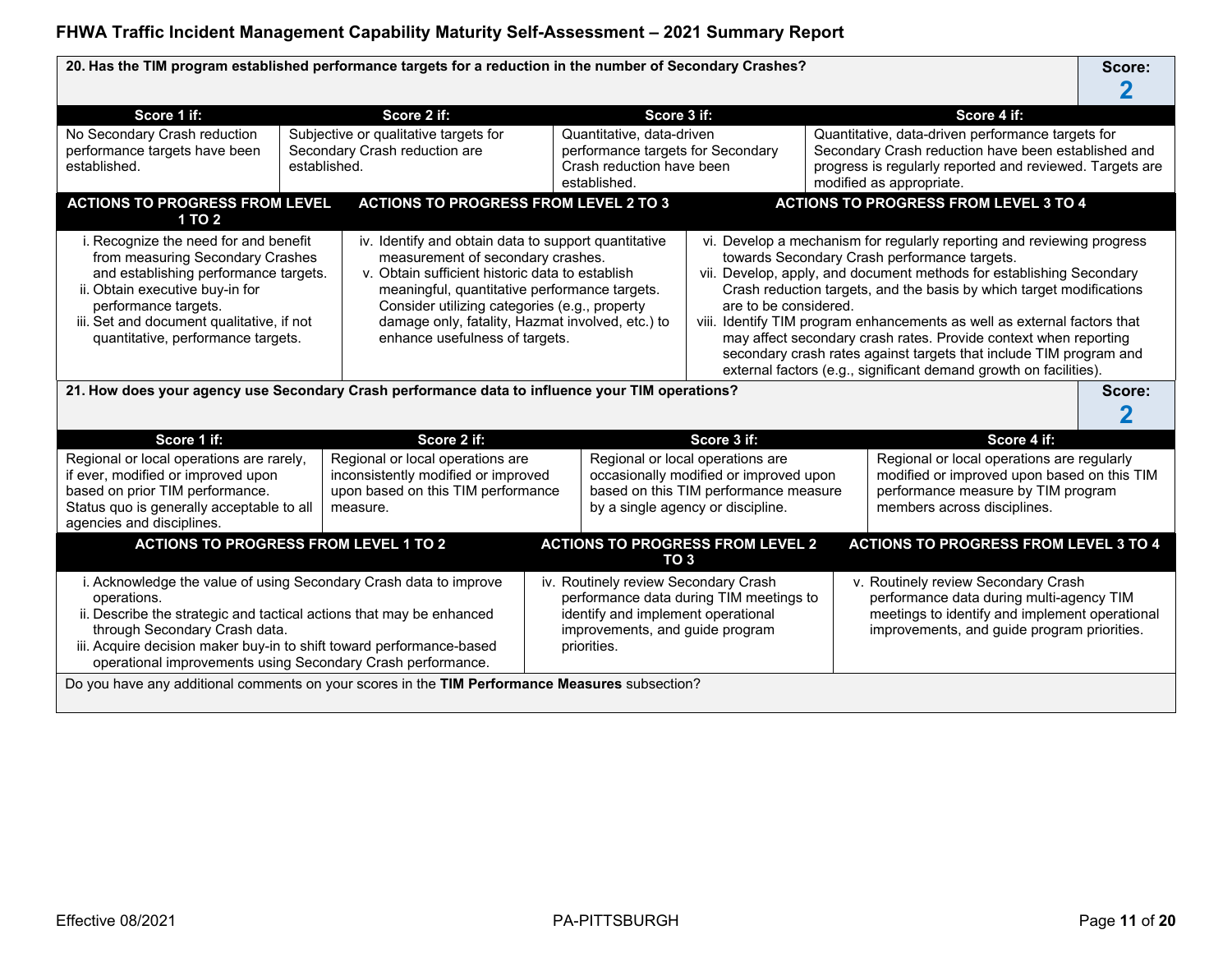**20. Has the TIM program established performance targets for a reduction in the number of Secondary Crashes?**

**Score: 2**

| Score 1 if: | Score 2 if: | Score 3 if: | Score 4 if: |
|---|---|---|---|
| No Secondary Crash reduction performance targets have been established. | Subjective or qualitative targets for Secondary Crash reduction are established. | Quantitative, data-driven performance targets for Secondary Crash reduction have been established. | Quantitative, data-driven performance targets for Secondary Crash reduction have been established and progress is regularly reported and reviewed. Targets are modified as appropriate. |

| ACTIONS TO PROGRESS FROM LEVEL 1 TO 2 | ACTIONS TO PROGRESS FROM LEVEL 2 TO 3 | ACTIONS TO PROGRESS FROM LEVEL 3 TO 4 |
|---|---|---|
| i. Recognize the need for and benefit from measuring Secondary Crashes and establishing performance targets.<br>ii. Obtain executive buy-in for performance targets.<br>iii. Set and document qualitative, if not quantitative, performance targets. | iv. Identify and obtain data to support quantitative measurement of secondary crashes.<br>v. Obtain sufficient historic data to establish meaningful, quantitative performance targets. Consider utilizing categories (e.g., property damage only, fatality, Hazmat involved, etc.) to enhance usefulness of targets. | vi. Develop a mechanism for regularly reporting and reviewing progress towards Secondary Crash performance targets.<br>vii. Develop, apply, and document methods for establishing Secondary Crash reduction targets, and the basis by which target modifications are to be considered.<br>viii. Identify TIM program enhancements as well as external factors that may affect secondary crash rates. Provide context when reporting secondary crash rates against targets that include TIM program and external factors (e.g., significant demand growth on facilities). |

**21. How does your agency use Secondary Crash performance data to influence your TIM operations?**

**Score: 2**

| Score 1 if: | Score 2 if: | Score 3 if: | Score 4 if: |
|---|---|---|---|
| Regional or local operations are rarely, if ever, modified or improved upon based on prior TIM performance. Status quo is generally acceptable to all agencies and disciplines. | Regional or local operations are inconsistently modified or improved upon based on this TIM performance measure. | Regional or local operations are occasionally modified or improved upon based on this TIM performance measure by a single agency or discipline. | Regional or local operations are regularly modified or improved upon based on this TIM performance measure by TIM program members across disciplines. |

| ACTIONS TO PROGRESS FROM LEVEL 1 TO 2 | ACTIONS TO PROGRESS FROM LEVEL 2 TO 3 | ACTIONS TO PROGRESS FROM LEVEL 3 TO 4 |
|---|---|---|
| i. Acknowledge the value of using Secondary Crash data to improve operations.<br>ii. Describe the strategic and tactical actions that may be enhanced through Secondary Crash data.<br>iii. Acquire decision maker buy-in to shift toward performance-based operational improvements using Secondary Crash performance. | iv. Routinely review Secondary Crash performance data during TIM meetings to identify and implement operational improvements, and guide program priorities. | v. Routinely review Secondary Crash performance data during multi-agency TIM meetings to identify and implement operational improvements, and guide program priorities. |

Do you have any additional comments on your scores in the **TIM Performance Measures** subsection?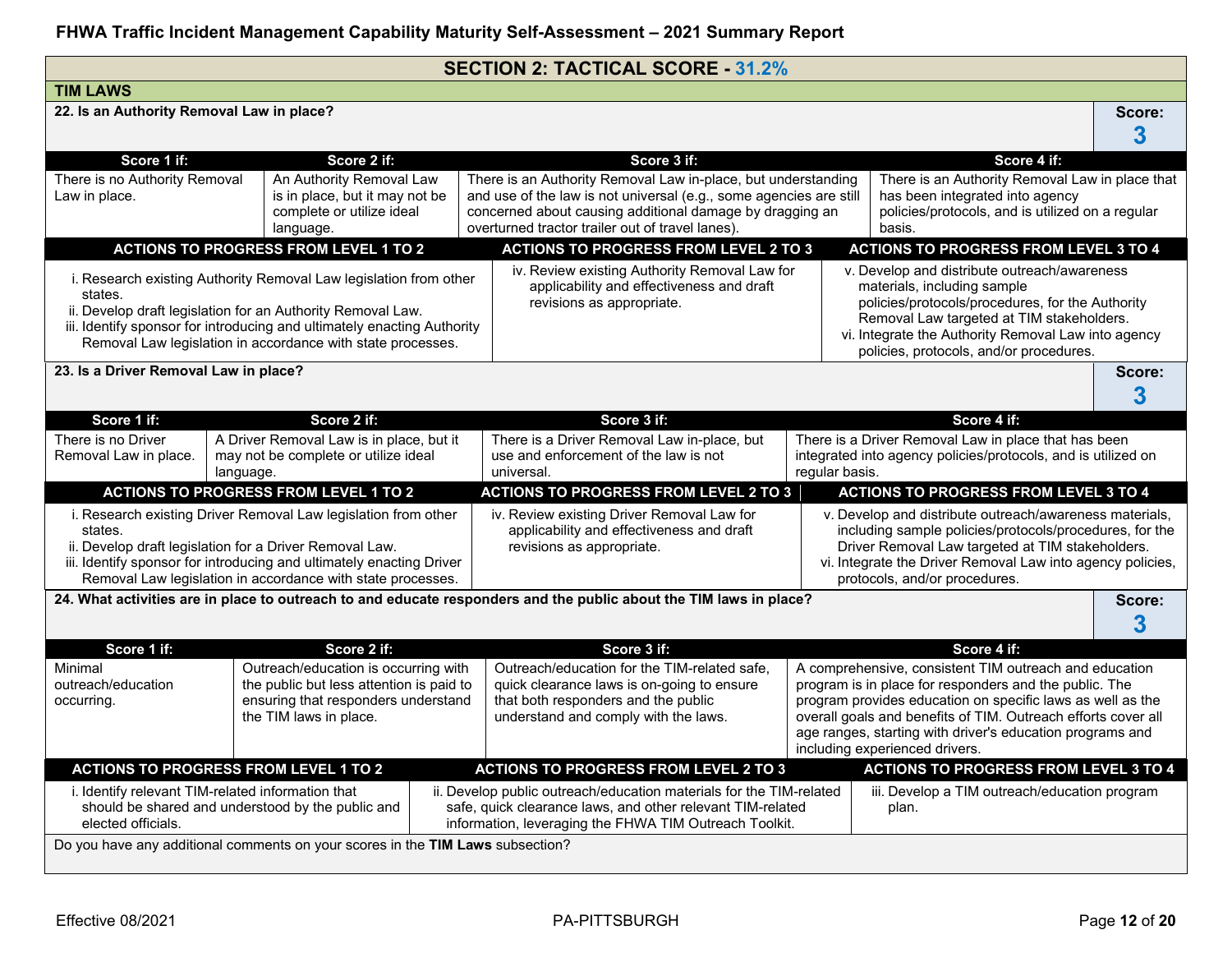## SECTION 2: TACTICAL SCORE - 31.2%

### TIM LAWS

**22. Is an Authority Removal Law in place?**

**Score: 3**

| Score 1 if: | Score 2 if: | Score 3 if: | Score 4 if: |
|---|---|---|---|
| There is no Authority Removal Law in place. | An Authority Removal Law is in place, but it may not be complete or utilize ideal language. | There is an Authority Removal Law in-place, but understanding and use of the law is not universal (e.g., some agencies are still concerned about causing additional damage by dragging an overturned tractor trailer out of travel lanes). | There is an Authority Removal Law in place that has been integrated into agency policies/protocols, and is utilized on a regular basis. |

| ACTIONS TO PROGRESS FROM LEVEL 1 TO 2 | ACTIONS TO PROGRESS FROM LEVEL 2 TO 3 | ACTIONS TO PROGRESS FROM LEVEL 3 TO 4 |
|---|---|---|
| i. Research existing Authority Removal Law legislation from other states.<br>ii. Develop draft legislation for an Authority Removal Law.<br>iii. Identify sponsor for introducing and ultimately enacting Authority Removal Law legislation in accordance with state processes. | iv. Review existing Authority Removal Law for applicability and effectiveness and draft revisions as appropriate. | v. Develop and distribute outreach/awareness materials, including sample policies/protocols/procedures, for the Authority Removal Law targeted at TIM stakeholders.<br>vi. Integrate the Authority Removal Law into agency policies, protocols, and/or procedures. |

**23. Is a Driver Removal Law in place?**

**Score: 3**

| Score 1 if: | Score 2 if: | Score 3 if: | Score 4 if: |
|---|---|---|---|
| There is no Driver Removal Law in place. | A Driver Removal Law is in place, but it may not be complete or utilize ideal language. | There is a Driver Removal Law in-place, but use and enforcement of the law is not universal. | There is a Driver Removal Law in place that has been integrated into agency policies/protocols, and is utilized on regular basis. |

| ACTIONS TO PROGRESS FROM LEVEL 1 TO 2 | ACTIONS TO PROGRESS FROM LEVEL 2 TO 3 | ACTIONS TO PROGRESS FROM LEVEL 3 TO 4 |
|---|---|---|
| i. Research existing Driver Removal Law legislation from other states.<br>ii. Develop draft legislation for a Driver Removal Law.<br>iii. Identify sponsor for introducing and ultimately enacting Driver Removal Law legislation in accordance with state processes. | iv. Review existing Driver Removal Law for applicability and effectiveness and draft revisions as appropriate. | v. Develop and distribute outreach/awareness materials, including sample policies/protocols/procedures, for the Driver Removal Law targeted at TIM stakeholders.<br>vi. Integrate the Driver Removal Law into agency policies, protocols, and/or procedures. |

**24. What activities are in place to outreach to and educate responders and the public about the TIM laws in place?**

**Score: 3**

| Score 1 if: | Score 2 if: | Score 3 if: | Score 4 if: |
|---|---|---|---|
| Minimal outreach/education occurring. | Outreach/education is occurring with the public but less attention is paid to ensuring that responders understand the TIM laws in place. | Outreach/education for the TIM-related safe, quick clearance laws is on-going to ensure that both responders and the public understand and comply with the laws. | A comprehensive, consistent TIM outreach and education program is in place for responders and the public. The program provides education on specific laws as well as the overall goals and benefits of TIM. Outreach efforts cover all age ranges, starting with driver's education programs and including experienced drivers. |

| ACTIONS TO PROGRESS FROM LEVEL 1 TO 2 | ACTIONS TO PROGRESS FROM LEVEL 2 TO 3 | ACTIONS TO PROGRESS FROM LEVEL 3 TO 4 |
|---|---|---|
| i. Identify relevant TIM-related information that should be shared and understood by the public and elected officials. | ii. Develop public outreach/education materials for the TIM-related safe, quick clearance laws, and other relevant TIM-related information, leveraging the FHWA TIM Outreach Toolkit. | iii. Develop a TIM outreach/education program plan. |

Do you have any additional comments on your scores in the **TIM Laws** subsection?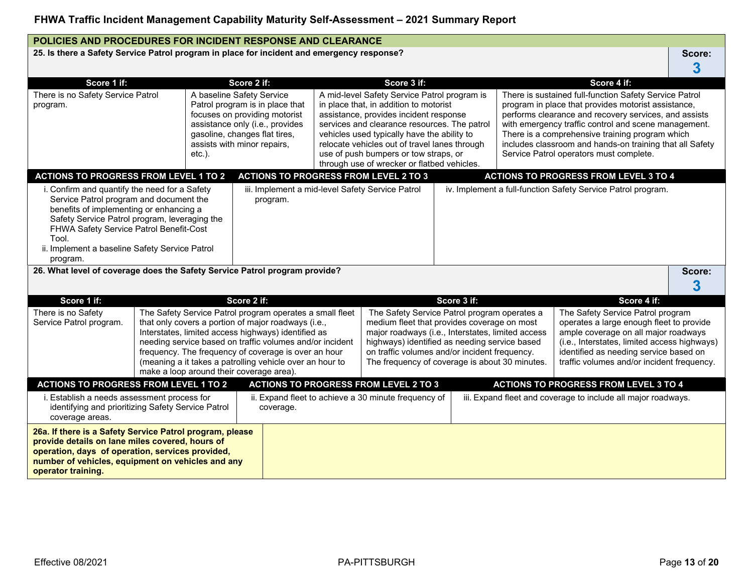## POLICIES AND PROCEDURES FOR INCIDENT RESPONSE AND CLEARANCE

**25. Is there a Safety Service Patrol program in place for incident and emergency response?**

**Score: 3**

| Score 1 if: | Score 2 if: | Score 3 if: | Score 4 if: |
|---|---|---|---|
| There is no Safety Service Patrol program. | A baseline Safety Service Patrol program is in place that focuses on providing motorist assistance only (i.e., provides gasoline, changes flat tires, assists with minor repairs, etc.). | A mid-level Safety Service Patrol program is in place that, in addition to motorist assistance, provides incident response services and clearance resources. The patrol vehicles used typically have the ability to relocate vehicles out of travel lanes through use of push bumpers or tow straps, or through use of wrecker or flatbed vehicles. | There is sustained full-function Safety Service Patrol program in place that provides motorist assistance, performs clearance and recovery services, and assists with emergency traffic control and scene management. There is a comprehensive training program which includes classroom and hands-on training that all Safety Service Patrol operators must complete. |

| ACTIONS TO PROGRESS FROM LEVEL 1 TO 2 | ACTIONS TO PROGRESS FROM LEVEL 2 TO 3 | ACTIONS TO PROGRESS FROM LEVEL 3 TO 4 |
|---|---|---|
| i. Confirm and quantify the need for a Safety Service Patrol program and document the benefits of implementing or enhancing a Safety Service Patrol program, leveraging the FHWA Safety Service Patrol Benefit-Cost Tool.<br>ii. Implement a baseline Safety Service Patrol program. | iii. Implement a mid-level Safety Service Patrol program. | iv. Implement a full-function Safety Service Patrol program. |

**26. What level of coverage does the Safety Service Patrol program provide?**

**Score: 3**

| Score 1 if: | Score 2 if: | Score 3 if: | Score 4 if: |
|---|---|---|---|
| There is no Safety Service Patrol program. | The Safety Service Patrol program operates a small fleet that only covers a portion of major roadways (i.e., Interstates, limited access highways) identified as needing service based on traffic volumes and/or incident frequency. The frequency of coverage is over an hour (meaning a it takes a patrolling vehicle over an hour to make a loop around their coverage area). | The Safety Service Patrol program operates a medium fleet that provides coverage on most major roadways (i.e., Interstates, limited access highways) identified as needing service based on traffic volumes and/or incident frequency. The frequency of coverage is about 30 minutes. | The Safety Service Patrol program operates a large enough fleet to provide ample coverage on all major roadways (i.e., Interstates, limited access highways) identified as needing service based on traffic volumes and/or incident frequency. |

| ACTIONS TO PROGRESS FROM LEVEL 1 TO 2 | ACTIONS TO PROGRESS FROM LEVEL 2 TO 3 | ACTIONS TO PROGRESS FROM LEVEL 3 TO 4 |
|---|---|---|
| i. Establish a needs assessment process for identifying and prioritizing Safety Service Patrol coverage areas. | ii. Expand fleet to achieve a 30 minute frequency of coverage. | iii. Expand fleet and coverage to include all major roadways. |

| **26a. If there is a Safety Service Patrol program, please provide details on lane miles covered, hours of operation, days of operation, services provided, number of vehicles, equipment on vehicles and any operator training.** | |
|---|---|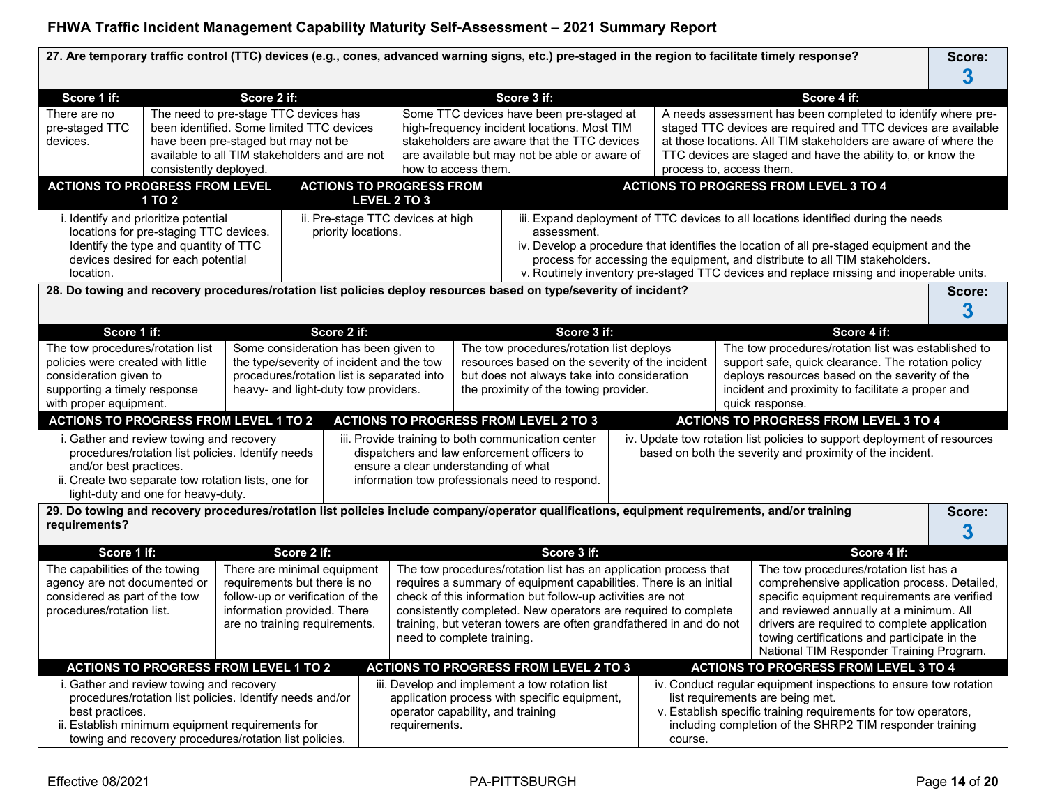**27. Are temporary traffic control (TTC) devices (e.g., cones, advanced warning signs, etc.) pre-staged in the region to facilitate timely response?**

**Score: 3**

| Score 1 if: | Score 2 if: | Score 3 if: | Score 4 if: |
| --- | --- | --- | --- |
| There are no pre-staged TTC devices. | The need to pre-stage TTC devices has been identified. Some limited TTC devices have been pre-staged but may not be available to all TIM stakeholders and are not consistently deployed. | Some TTC devices have been pre-staged at high-frequency incident locations. Most TIM stakeholders are aware that the TTC devices are available but may not be able or aware of how to access them. | A needs assessment has been completed to identify where pre-staged TTC devices are required and TTC devices are available at those locations. All TIM stakeholders are aware of where the TTC devices are staged and have the ability to, or know the process to, access them. |

| Actions to Progress from Level 1 to 2 | Actions to Progress from Level 2 to 3 | Actions to Progress from Level 3 to 4 |
| --- | --- | --- |
| i. Identify and prioritize potential locations for pre-staging TTC devices. Identify the type and quantity of TTC devices desired for each potential location. | ii. Pre-stage TTC devices at high priority locations. | iii. Expand deployment of TTC devices to all locations identified during the needs assessment.<br>iv. Develop a procedure that identifies the location of all pre-staged equipment and the process for accessing the equipment, and distribute to all TIM stakeholders.<br>v. Routinely inventory pre-staged TTC devices and replace missing and inoperable units. |

**28. Do towing and recovery procedures/rotation list policies deploy resources based on type/severity of incident?**

**Score: 3**

| Score 1 if: | Score 2 if: | Score 3 if: | Score 4 if: |
| --- | --- | --- | --- |
| The tow procedures/rotation list policies were created with little consideration given to supporting a timely response with proper equipment. | Some consideration has been given to the type/severity of incident and the tow procedures/rotation list is separated into heavy- and light-duty tow providers. | The tow procedures/rotation list deploys resources based on the severity of the incident but does not always take into consideration the proximity of the towing provider. | The tow procedures/rotation list was established to support safe, quick clearance. The rotation policy deploys resources based on the severity of the incident and proximity to facilitate a proper and quick response. |

| Actions to Progress from Level 1 to 2 | Actions to Progress from Level 2 to 3 | Actions to Progress from Level 3 to 4 |
| --- | --- | --- |
| i. Gather and review towing and recovery procedures/rotation list policies. Identify needs and/or best practices.<br>ii. Create two separate tow rotation lists, one for light-duty and one for heavy-duty. | iii. Provide training to both communication center dispatchers and law enforcement officers to ensure a clear understanding of what information tow professionals need to respond. | iv. Update tow rotation list policies to support deployment of resources based on both the severity and proximity of the incident. |

**29. Do towing and recovery procedures/rotation list policies include company/operator qualifications, equipment requirements, and/or training requirements?**

**Score: 3**

| Score 1 if: | Score 2 if: | Score 3 if: | Score 4 if: |
| --- | --- | --- | --- |
| The capabilities of the towing agency are not documented or considered as part of the tow procedures/rotation list. | There are minimal equipment requirements but there is no follow-up or verification of the information provided. There are no training requirements. | The tow procedures/rotation list has an application process that requires a summary of equipment capabilities. There is an initial check of this information but follow-up activities are not consistently completed. New operators are required to complete training, but veteran towers are often grandfathered in and do not need to complete training. | The tow procedures/rotation list has a comprehensive application process. Detailed, specific equipment requirements are verified and reviewed annually at a minimum. All drivers are required to complete application towing certifications and participate in the National TIM Responder Training Program. |

| Actions to Progress from Level 1 to 2 | Actions to Progress from Level 2 to 3 | Actions to Progress from Level 3 to 4 |
| --- | --- | --- |
| i. Gather and review towing and recovery procedures/rotation list policies. Identify needs and/or best practices.<br>ii. Establish minimum equipment requirements for towing and recovery procedures/rotation list policies. | iii. Develop and implement a tow rotation list application process with specific equipment, operator capability, and training requirements. | iv. Conduct regular equipment inspections to ensure tow rotation list requirements are being met.<br>v. Establish specific training requirements for tow operators, including completion of the SHRP2 TIM responder training course. |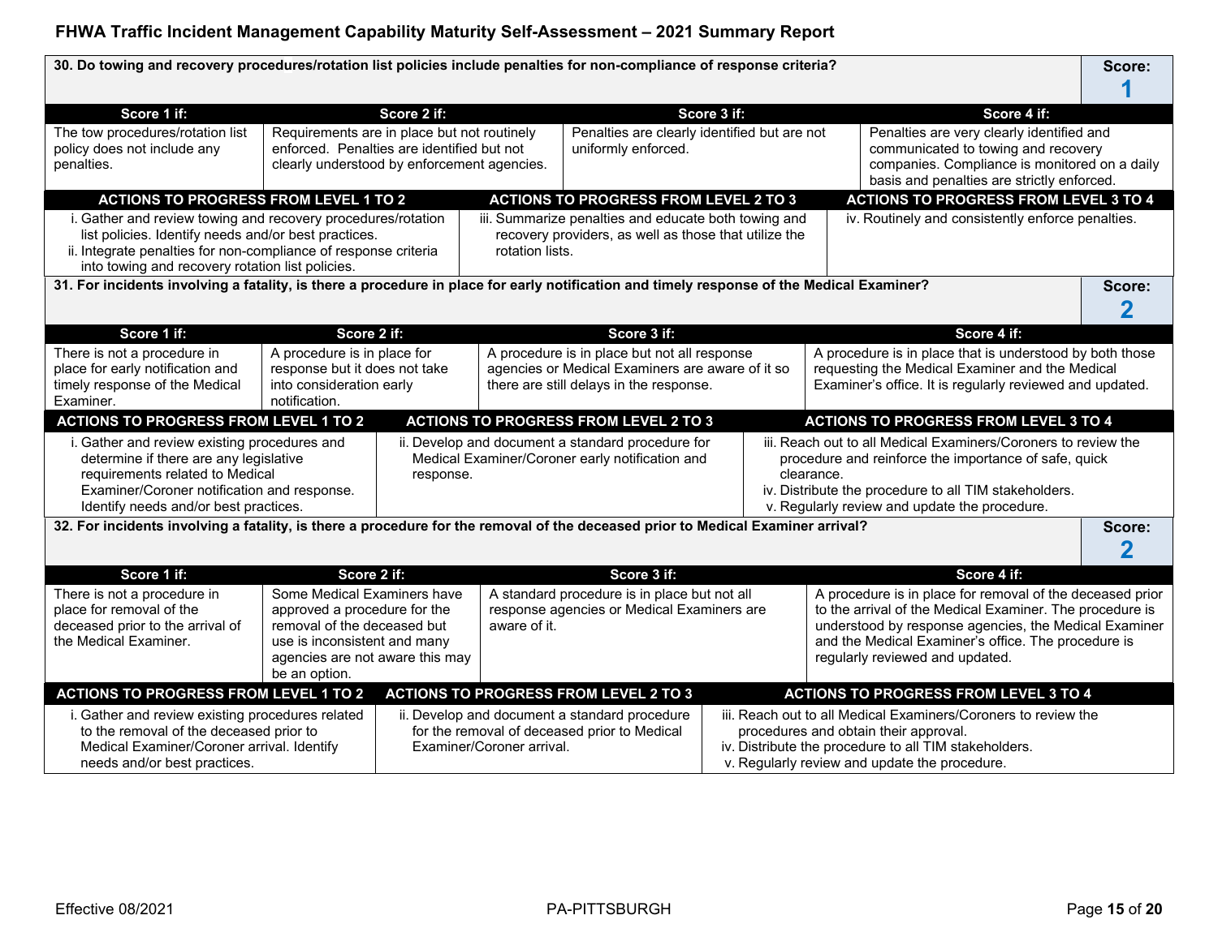**30. Do towing and recovery procedures/rotation list policies include penalties for non-compliance of response criteria?**

**Score: 1**

| Score 1 if: | Score 2 if: | Score 3 if: | Score 4 if: |
|---|---|---|---|
| The tow procedures/rotation list policy does not include any penalties. | Requirements are in place but not routinely enforced. Penalties are identified but not clearly understood by enforcement agencies. | Penalties are clearly identified but are not uniformly enforced. | Penalties are very clearly identified and communicated to towing and recovery companies. Compliance is monitored on a daily basis and penalties are strictly enforced. |

| ACTIONS TO PROGRESS FROM LEVEL 1 TO 2 | ACTIONS TO PROGRESS FROM LEVEL 2 TO 3 | ACTIONS TO PROGRESS FROM LEVEL 3 TO 4 |
|---|---|---|
| i. Gather and review towing and recovery procedures/rotation list policies. Identify needs and/or best practices.<br>ii. Integrate penalties for non-compliance of response criteria into towing and recovery rotation list policies. | iii. Summarize penalties and educate both towing and recovery providers, as well as those that utilize the rotation lists. | iv. Routinely and consistently enforce penalties. |

**31. For incidents involving a fatality, is there a procedure in place for early notification and timely response of the Medical Examiner?**

**Score: 2**

| Score 1 if: | Score 2 if: | Score 3 if: | Score 4 if: |
|---|---|---|---|
| There is not a procedure in place for early notification and timely response of the Medical Examiner. | A procedure is in place for response but it does not take into consideration early notification. | A procedure is in place but not all response agencies or Medical Examiners are aware of it so there are still delays in the response. | A procedure is in place that is understood by both those requesting the Medical Examiner and the Medical Examiner's office. It is regularly reviewed and updated. |

| ACTIONS TO PROGRESS FROM LEVEL 1 TO 2 | ACTIONS TO PROGRESS FROM LEVEL 2 TO 3 | ACTIONS TO PROGRESS FROM LEVEL 3 TO 4 |
|---|---|---|
| i. Gather and review existing procedures and determine if there are any legislative requirements related to Medical Examiner/Coroner notification and response. Identify needs and/or best practices. | ii. Develop and document a standard procedure for Medical Examiner/Coroner early notification and response. | iii. Reach out to all Medical Examiners/Coroners to review the procedure and reinforce the importance of safe, quick clearance.<br>iv. Distribute the procedure to all TIM stakeholders.<br>v. Regularly review and update the procedure. |

**32. For incidents involving a fatality, is there a procedure for the removal of the deceased prior to Medical Examiner arrival?**

**Score: 2**

| Score 1 if: | Score 2 if: | Score 3 if: | Score 4 if: |
|---|---|---|---|
| There is not a procedure in place for removal of the deceased prior to the arrival of the Medical Examiner. | Some Medical Examiners have approved a procedure for the removal of the deceased but use is inconsistent and many agencies are not aware this may be an option. | A standard procedure is in place but not all response agencies or Medical Examiners are aware of it. | A procedure is in place for removal of the deceased prior to the arrival of the Medical Examiner. The procedure is understood by response agencies, the Medical Examiner and the Medical Examiner's office. The procedure is regularly reviewed and updated. |

| ACTIONS TO PROGRESS FROM LEVEL 1 TO 2 | ACTIONS TO PROGRESS FROM LEVEL 2 TO 3 | ACTIONS TO PROGRESS FROM LEVEL 3 TO 4 |
|---|---|---|
| i. Gather and review existing procedures related to the removal of the deceased prior to Medical Examiner/Coroner arrival. Identify needs and/or best practices. | ii. Develop and document a standard procedure for the removal of deceased prior to Medical Examiner/Coroner arrival. | iii. Reach out to all Medical Examiners/Coroners to review the procedures and obtain their approval.<br>iv. Distribute the procedure to all TIM stakeholders.<br>v. Regularly review and update the procedure. |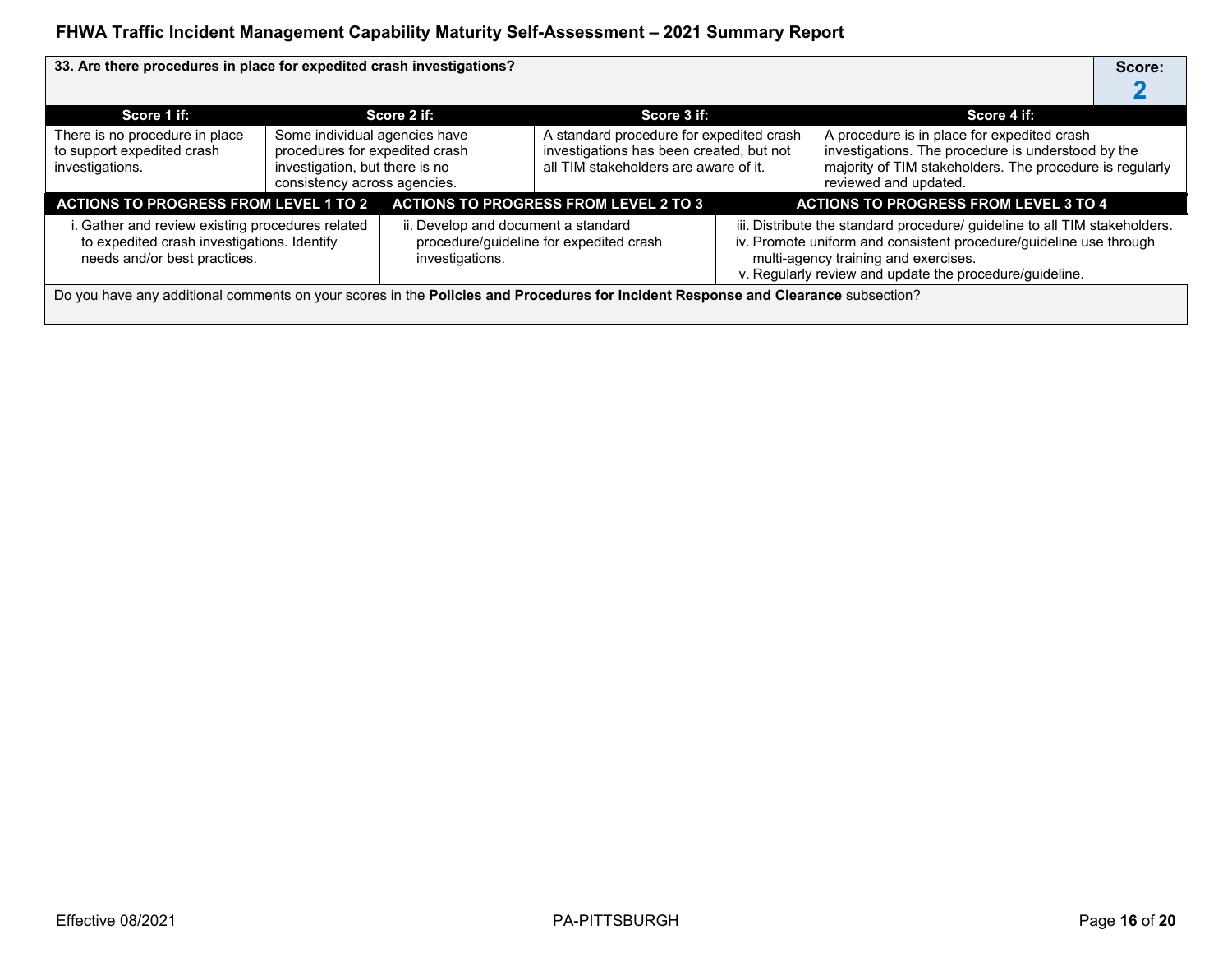**33. Are there procedures in place for expedited crash investigations?**

**Score: 2**

| Score 1 if: | Score 2 if: | Score 3 if: | Score 4 if: |
|---|---|---|---|
| There is no procedure in place to support expedited crash investigations. | Some individual agencies have procedures for expedited crash investigation, but there is no consistency across agencies. | A standard procedure for expedited crash investigations has been created, but not all TIM stakeholders are aware of it. | A procedure is in place for expedited crash investigations. The procedure is understood by the majority of TIM stakeholders. The procedure is regularly reviewed and updated. |

| ACTIONS TO PROGRESS FROM LEVEL 1 TO 2 | ACTIONS TO PROGRESS FROM LEVEL 2 TO 3 | ACTIONS TO PROGRESS FROM LEVEL 3 TO 4 |
|---|---|---|
| i. Gather and review existing procedures related to expedited crash investigations. Identify needs and/or best practices. | ii. Develop and document a standard procedure/guideline for expedited crash investigations. | iii. Distribute the standard procedure/ guideline to all TIM stakeholders.<br>iv. Promote uniform and consistent procedure/guideline use through multi-agency training and exercises.<br>v. Regularly review and update the procedure/guideline. |

Do you have any additional comments on your scores in the **Policies and Procedures for Incident Response and Clearance** subsection?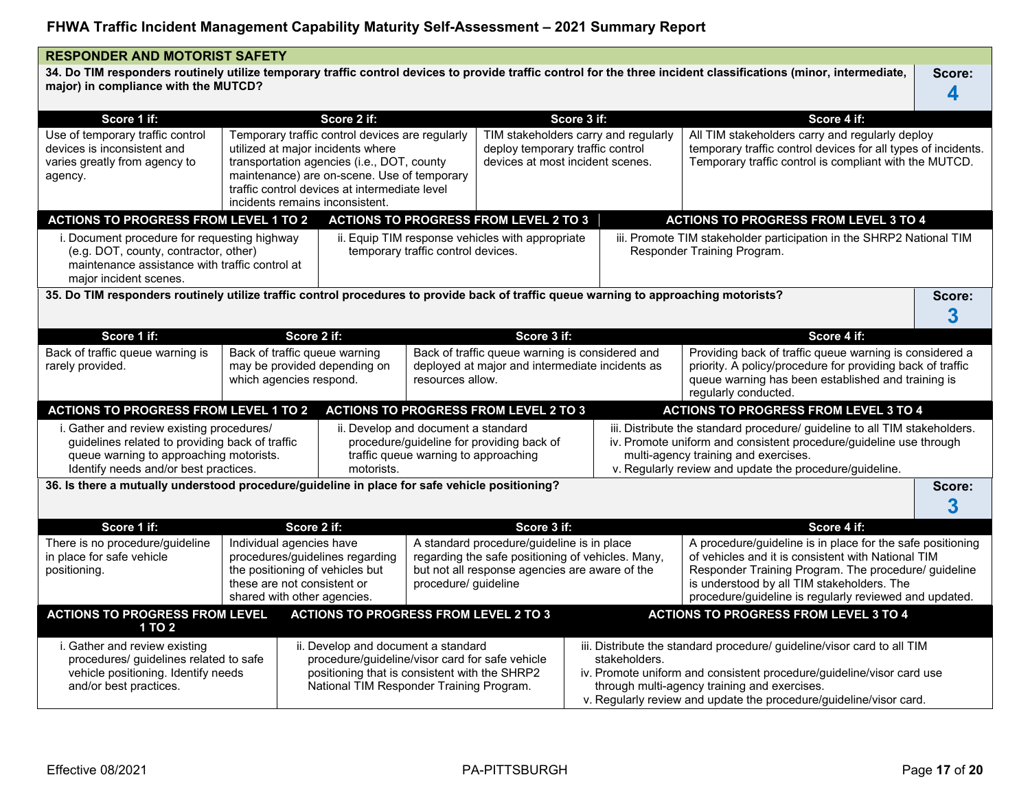## RESPONDER AND MOTORIST SAFETY

**34. Do TIM responders routinely utilize temporary traffic control devices to provide traffic control for the three incident classifications (minor, intermediate, major) in compliance with the MUTCD?**

**Score: 4**

| Score 1 if: | Score 2 if: | Score 3 if: | Score 4 if: |
|---|---|---|---|
| Use of temporary traffic control devices is inconsistent and varies greatly from agency to agency. | Temporary traffic control devices are regularly utilized at major incidents where transportation agencies (i.e., DOT, county maintenance) are on-scene. Use of temporary traffic control devices at intermediate level incidents remains inconsistent. | TIM stakeholders carry and regularly deploy temporary traffic control devices at most incident scenes. | All TIM stakeholders carry and regularly deploy temporary traffic control devices for all types of incidents. Temporary traffic control is compliant with the MUTCD. |

| ACTIONS TO PROGRESS FROM LEVEL 1 TO 2 | ACTIONS TO PROGRESS FROM LEVEL 2 TO 3 | ACTIONS TO PROGRESS FROM LEVEL 3 TO 4 |
|---|---|---|
| i. Document procedure for requesting highway (e.g. DOT, county, contractor, other) maintenance assistance with traffic control at major incident scenes. | ii. Equip TIM response vehicles with appropriate temporary traffic control devices. | iii. Promote TIM stakeholder participation in the SHRP2 National TIM Responder Training Program. |

**35. Do TIM responders routinely utilize traffic control procedures to provide back of traffic queue warning to approaching motorists?**

**Score: 3**

| Score 1 if: | Score 2 if: | Score 3 if: | Score 4 if: |
|---|---|---|---|
| Back of traffic queue warning is rarely provided. | Back of traffic queue warning may be provided depending on which agencies respond. | Back of traffic queue warning is considered and deployed at major and intermediate incidents as resources allow. | Providing back of traffic queue warning is considered a priority. A policy/procedure for providing back of traffic queue warning has been established and training is regularly conducted. |

| ACTIONS TO PROGRESS FROM LEVEL 1 TO 2 | ACTIONS TO PROGRESS FROM LEVEL 2 TO 3 | ACTIONS TO PROGRESS FROM LEVEL 3 TO 4 |
|---|---|---|
| i. Gather and review existing procedures/ guidelines related to providing back of traffic queue warning to approaching motorists. Identify needs and/or best practices. | ii. Develop and document a standard procedure/guideline for providing back of traffic queue warning to approaching motorists. | iii. Distribute the standard procedure/ guideline to all TIM stakeholders.<br>iv. Promote uniform and consistent procedure/guideline use through multi-agency training and exercises.<br>v. Regularly review and update the procedure/guideline. |

**36. Is there a mutually understood procedure/guideline in place for safe vehicle positioning?**

**Score: 3**

| Score 1 if: | Score 2 if: | Score 3 if: | Score 4 if: |
|---|---|---|---|
| There is no procedure/guideline in place for safe vehicle positioning. | Individual agencies have procedures/guidelines regarding the positioning of vehicles but these are not consistent or shared with other agencies. | A standard procedure/guideline is in place regarding the safe positioning of vehicles. Many, but not all response agencies are aware of the procedure/ guideline | A procedure/guideline is in place for the safe positioning of vehicles and it is consistent with National TIM Responder Training Program. The procedure/ guideline is understood by all TIM stakeholders. The procedure/guideline is regularly reviewed and updated. |

| ACTIONS TO PROGRESS FROM LEVEL 1 TO 2 | ACTIONS TO PROGRESS FROM LEVEL 2 TO 3 | ACTIONS TO PROGRESS FROM LEVEL 3 TO 4 |
|---|---|---|
| i. Gather and review existing procedures/ guidelines related to safe vehicle positioning. Identify needs and/or best practices. | ii. Develop and document a standard procedure/guideline/visor card for safe vehicle positioning that is consistent with the SHRP2 National TIM Responder Training Program. | iii. Distribute the standard procedure/ guideline/visor card to all TIM stakeholders.<br>iv. Promote uniform and consistent procedure/guideline/visor card use through multi-agency training and exercises.<br>v. Regularly review and update the procedure/guideline/visor card. |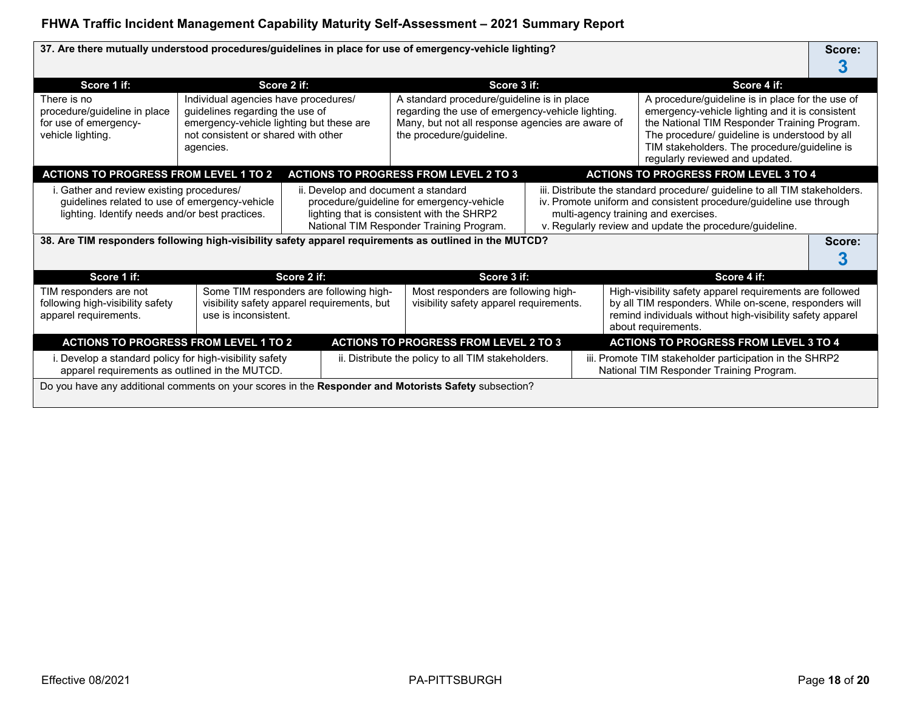**37. Are there mutually understood procedures/guidelines in place for use of emergency-vehicle lighting?**

**Score: 3**

| Score 1 if: | Score 2 if: | Score 3 if: | Score 4 if: |
| --- | --- | --- | --- |
| There is no procedure/guideline in place for use of emergency-vehicle lighting. | Individual agencies have procedures/ guidelines regarding the use of emergency-vehicle lighting but these are not consistent or shared with other agencies. | A standard procedure/guideline is in place regarding the use of emergency-vehicle lighting. Many, but not all response agencies are aware of the procedure/guideline. | A procedure/guideline is in place for the use of emergency-vehicle lighting and it is consistent the National TIM Responder Training Program. The procedure/ guideline is understood by all TIM stakeholders. The procedure/guideline is regularly reviewed and updated. |

| ACTIONS TO PROGRESS FROM LEVEL 1 TO 2 | ACTIONS TO PROGRESS FROM LEVEL 2 TO 3 | ACTIONS TO PROGRESS FROM LEVEL 3 TO 4 |
| --- | --- | --- |
| i. Gather and review existing procedures/ guidelines related to use of emergency-vehicle lighting. Identify needs and/or best practices. | ii. Develop and document a standard procedure/guideline for emergency-vehicle lighting that is consistent with the SHRP2 National TIM Responder Training Program. | iii. Distribute the standard procedure/ guideline to all TIM stakeholders.<br>iv. Promote uniform and consistent procedure/guideline use through multi-agency training and exercises.<br>v. Regularly review and update the procedure/guideline. |

**38. Are TIM responders following high-visibility safety apparel requirements as outlined in the MUTCD?**

**Score: 3**

| Score 1 if: | Score 2 if: | Score 3 if: | Score 4 if: |
| --- | --- | --- | --- |
| TIM responders are not following high-visibility safety apparel requirements. | Some TIM responders are following high-visibility safety apparel requirements, but use is inconsistent. | Most responders are following high-visibility safety apparel requirements. | High-visibility safety apparel requirements are followed by all TIM responders. While on-scene, responders will remind individuals without high-visibility safety apparel about requirements. |

| ACTIONS TO PROGRESS FROM LEVEL 1 TO 2 | ACTIONS TO PROGRESS FROM LEVEL 2 TO 3 | ACTIONS TO PROGRESS FROM LEVEL 3 TO 4 |
| --- | --- | --- |
| i. Develop a standard policy for high-visibility safety apparel requirements as outlined in the MUTCD. | ii. Distribute the policy to all TIM stakeholders. | iii. Promote TIM stakeholder participation in the SHRP2 National TIM Responder Training Program. |

Do you have any additional comments on your scores in the **Responder and Motorists Safety** subsection?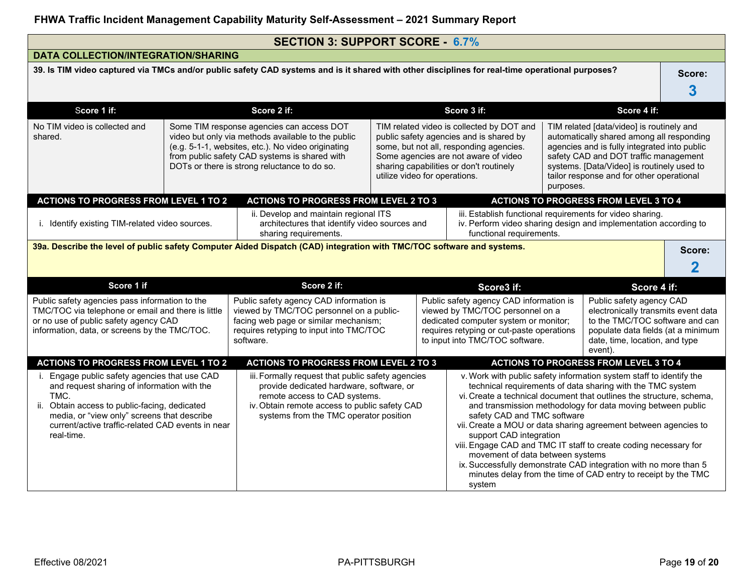## SECTION 3: SUPPORT SCORE - 6.7%

### DATA COLLECTION/INTEGRATION/SHARING

**39. Is TIM video captured via TMCs and/or public safety CAD systems and is it shared with other disciplines for real-time operational purposes?**

**Score: 3**

| Score 1 if: | Score 2 if: | Score 3 if: | Score 4 if: |
|---|---|---|---|
| No TIM video is collected and shared. | Some TIM response agencies can access DOT video but only via methods available to the public (e.g. 5-1-1, websites, etc.). No video originating from public safety CAD systems is shared with DOTs or there is strong reluctance to do so. | TIM related video is collected by DOT and public safety agencies and is shared by some, but not all, responding agencies. Some agencies are not aware of video sharing capabilities or don't routinely utilize video for operations. | TIM related [data/video] is routinely and automatically shared among all responding agencies and is fully integrated into public safety CAD and DOT traffic management systems. [Data/Video] is routinely used to tailor response and for other operational purposes. |

| ACTIONS TO PROGRESS FROM LEVEL 1 TO 2 | ACTIONS TO PROGRESS FROM LEVEL 2 TO 3 | ACTIONS TO PROGRESS FROM LEVEL 3 TO 4 |
|---|---|---|
| i. Identify existing TIM-related video sources. | ii. Develop and maintain regional ITS architectures that identify video sources and sharing requirements. | iii. Establish functional requirements for video sharing.<br>iv. Perform video sharing design and implementation according to functional requirements. |

**39a. Describe the level of public safety Computer Aided Dispatch (CAD) integration with TMC/TOC software and systems.**

**Score: 2**

| Score 1 if | Score 2 if: | Score3 if: | Score 4 if: |
|---|---|---|---|
| Public safety agencies pass information to the TMC/TOC via telephone or email and there is little or no use of public safety agency CAD information, data, or screens by the TMC/TOC. | Public safety agency CAD information is viewed by TMC/TOC personnel on a public-facing web page or similar mechanism; requires retyping to input into TMC/TOC software. | Public safety agency CAD information is viewed by TMC/TOC personnel on a dedicated computer system or monitor; requires retyping or cut-paste operations to input into TMC/TOC software. | Public safety agency CAD electronically transmits event data to the TMC/TOC software and can populate data fields (at a minimum date, time, location, and type event). |

| ACTIONS TO PROGRESS FROM LEVEL 1 TO 2 | ACTIONS TO PROGRESS FROM LEVEL 2 TO 3 | ACTIONS TO PROGRESS FROM LEVEL 3 TO 4 |
|---|---|---|
| i. Engage public safety agencies that use CAD and request sharing of information with the TMC.<br>ii. Obtain access to public-facing, dedicated media, or "view only" screens that describe current/active traffic-related CAD events in near real-time. | iii. Formally request that public safety agencies provide dedicated hardware, software, or remote access to CAD systems.<br>iv. Obtain remote access to public safety CAD systems from the TMC operator position | v. Work with public safety information system staff to identify the technical requirements of data sharing with the TMC system<br>vi. Create a technical document that outlines the structure, schema, and transmission methodology for data moving between public safety CAD and TMC software<br>vii. Create a MOU or data sharing agreement between agencies to support CAD integration<br>viii. Engage CAD and TMC IT staff to create coding necessary for movement of data between systems<br>ix. Successfully demonstrate CAD integration with no more than 5 minutes delay from the time of CAD entry to receipt by the TMC system |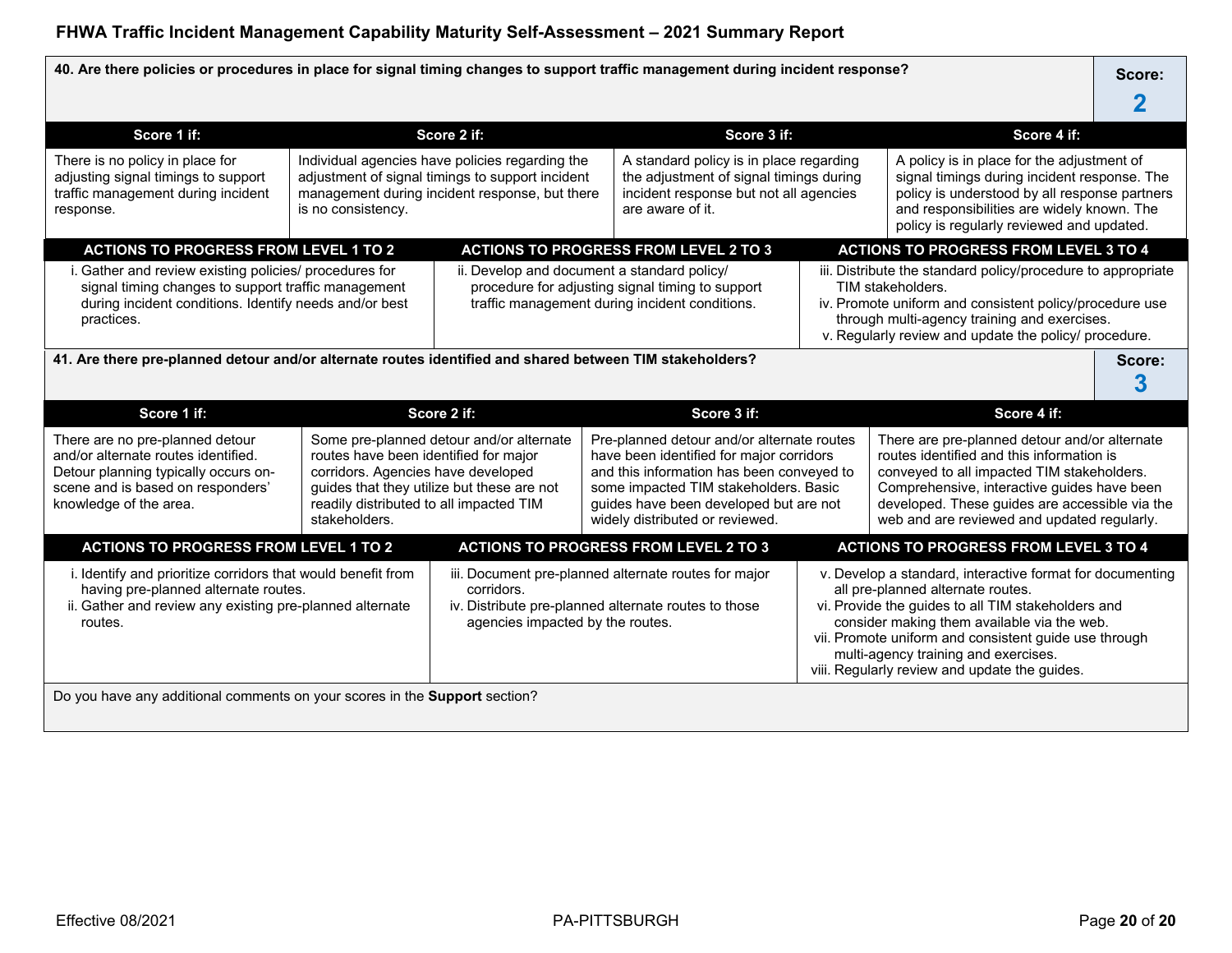**40. Are there policies or procedures in place for signal timing changes to support traffic management during incident response?**

**Score: 2**

| Score 1 if: | Score 2 if: | Score 3 if: | Score 4 if: |
|---|---|---|---|
| There is no policy in place for adjusting signal timings to support traffic management during incident response. | Individual agencies have policies regarding the adjustment of signal timings to support incident management during incident response, but there is no consistency. | A standard policy is in place regarding the adjustment of signal timings during incident response but not all agencies are aware of it. | A policy is in place for the adjustment of signal timings during incident response. The policy is understood by all response partners and responsibilities are widely known. The policy is regularly reviewed and updated. |

| ACTIONS TO PROGRESS FROM LEVEL 1 TO 2 | ACTIONS TO PROGRESS FROM LEVEL 2 TO 3 | ACTIONS TO PROGRESS FROM LEVEL 3 TO 4 |
|---|---|---|
| i. Gather and review existing policies/ procedures for signal timing changes to support traffic management during incident conditions. Identify needs and/or best practices. | ii. Develop and document a standard policy/ procedure for adjusting signal timing to support traffic management during incident conditions. | iii. Distribute the standard policy/procedure to appropriate TIM stakeholders.<br>iv. Promote uniform and consistent policy/procedure use through multi-agency training and exercises.<br>v. Regularly review and update the policy/ procedure. |

**41. Are there pre-planned detour and/or alternate routes identified and shared between TIM stakeholders?**

**Score: 3**

| Score 1 if: | Score 2 if: | Score 3 if: | Score 4 if: |
|---|---|---|---|
| There are no pre-planned detour and/or alternate routes identified. Detour planning typically occurs on-scene and is based on responders' knowledge of the area. | Some pre-planned detour and/or alternate routes have been identified for major corridors. Agencies have developed guides that they utilize but these are not readily distributed to all impacted TIM stakeholders. | Pre-planned detour and/or alternate routes have been identified for major corridors and this information has been conveyed to some impacted TIM stakeholders. Basic guides have been developed but are not widely distributed or reviewed. | There are pre-planned detour and/or alternate routes identified and this information is conveyed to all impacted TIM stakeholders. Comprehensive, interactive guides have been developed. These guides are accessible via the web and are reviewed and updated regularly. |

| ACTIONS TO PROGRESS FROM LEVEL 1 TO 2 | ACTIONS TO PROGRESS FROM LEVEL 2 TO 3 | ACTIONS TO PROGRESS FROM LEVEL 3 TO 4 |
|---|---|---|
| i. Identify and prioritize corridors that would benefit from having pre-planned alternate routes.<br>ii. Gather and review any existing pre-planned alternate routes. | iii. Document pre-planned alternate routes for major corridors.<br>iv. Distribute pre-planned alternate routes to those agencies impacted by the routes. | v. Develop a standard, interactive format for documenting all pre-planned alternate routes.<br>vi. Provide the guides to all TIM stakeholders and consider making them available via the web.<br>vii. Promote uniform and consistent guide use through multi-agency training and exercises.<br>viii. Regularly review and update the guides. |

Do you have any additional comments on your scores in the **Support** section?